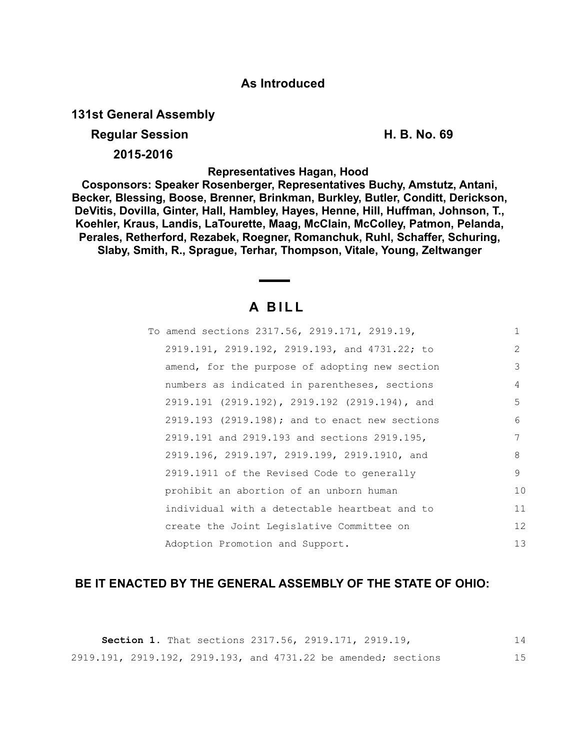**As Introduced**

**131st General Assembly**

**Regular Session** **H. B. No. 69**

**2015-2016**

**Representatives Hagan, Hood**

**Cosponsors: Speaker Rosenberger, Representatives Buchy, Amstutz, Antani, Becker, Blessing, Boose, Brenner, Brinkman, Burkley, Butler, Conditt, Derickson, DeVitis, Dovilla, Ginter, Hall, Hambley, Hayes, Henne, Hill, Huffman, Johnson, T., Koehler, Kraus, Landis, LaTourette, Maag, McClain, McColley, Patmon, Pelanda, Perales, Retherford, Rezabek, Roegner, Romanchuk, Ruhl, Schaffer, Schuring, Slaby, Smith, R., Sprague, Terhar, Thompson, Vitale, Young, Zeltwanger**

# A BILL

To amend sections 2317.56, 2919.171, 2919.19, 2919.191, 2919.192, 2919.193, and 4731.22; to amend, for the purpose of adopting new section numbers as indicated in parentheses, sections 2919.191 (2919.192), 2919.192 (2919.194), and 2919.193 (2919.198); and to enact new sections 2919.191 and 2919.193 and sections 2919.195, 2919.196, 2919.197, 2919.199, 2919.1910, and 2919.1911 of the Revised Code to generally prohibit an abortion of an unborn human individual with a detectable heartbeat and to create the Joint Legislative Committee on Adoption Promotion and Support.

**BE IT ENACTED BY THE GENERAL ASSEMBLY OF THE STATE OF OHIO:**

**Section 1.** That sections 2317.56, 2919.171, 2919.19, 2919.191, 2919.192, 2919.193, and 4731.22 be amended; sections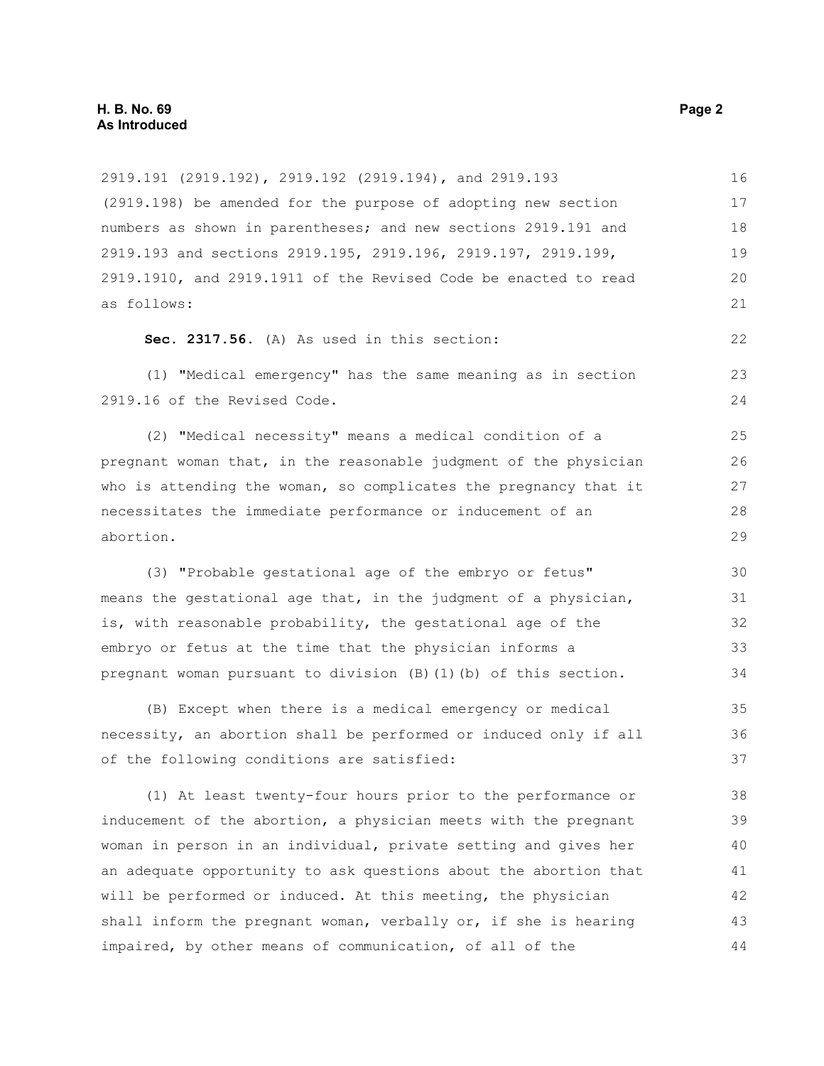2919.191 (2919.192), 2919.192 (2919.194), and 2919.193 (2919.198) be amended for the purpose of adopting new section numbers as shown in parentheses; and new sections 2919.191 and 2919.193 and sections 2919.195, 2919.196, 2919.197, 2919.199, 2919.1910, and 2919.1911 of the Revised Code be enacted to read as follows:

**Sec. 2317.56.** (A) As used in this section:

(1) "Medical emergency" has the same meaning as in section 2919.16 of the Revised Code.

(2) "Medical necessity" means a medical condition of a pregnant woman that, in the reasonable judgment of the physician who is attending the woman, so complicates the pregnancy that it necessitates the immediate performance or inducement of an abortion.

(3) "Probable gestational age of the embryo or fetus" means the gestational age that, in the judgment of a physician, is, with reasonable probability, the gestational age of the embryo or fetus at the time that the physician informs a pregnant woman pursuant to division (B)(1)(b) of this section.

(B) Except when there is a medical emergency or medical necessity, an abortion shall be performed or induced only if all of the following conditions are satisfied:

(1) At least twenty-four hours prior to the performance or inducement of the abortion, a physician meets with the pregnant woman in person in an individual, private setting and gives her an adequate opportunity to ask questions about the abortion that will be performed or induced. At this meeting, the physician shall inform the pregnant woman, verbally or, if she is hearing impaired, by other means of communication, of all of the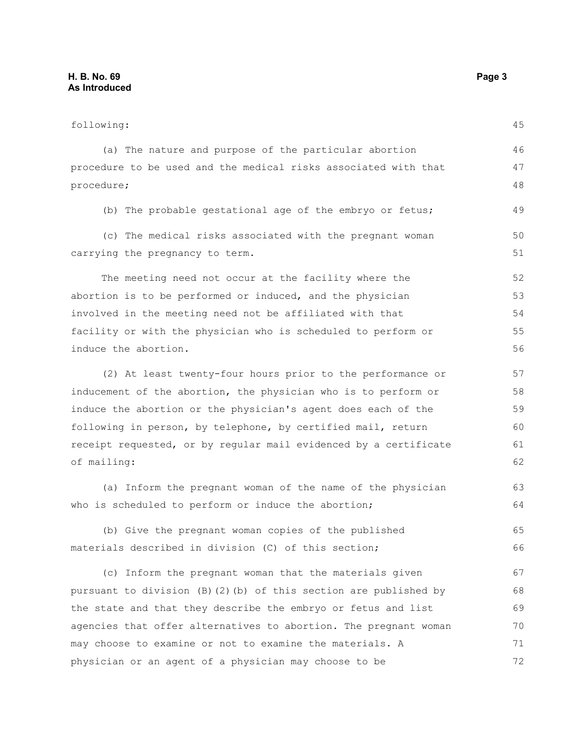following:

(a) The nature and purpose of the particular abortion procedure to be used and the medical risks associated with that procedure;

(b) The probable gestational age of the embryo or fetus;

(c) The medical risks associated with the pregnant woman carrying the pregnancy to term.

The meeting need not occur at the facility where the abortion is to be performed or induced, and the physician involved in the meeting need not be affiliated with that facility or with the physician who is scheduled to perform or induce the abortion.

(2) At least twenty-four hours prior to the performance or inducement of the abortion, the physician who is to perform or induce the abortion or the physician's agent does each of the following in person, by telephone, by certified mail, return receipt requested, or by regular mail evidenced by a certificate of mailing:

(a) Inform the pregnant woman of the name of the physician who is scheduled to perform or induce the abortion;

(b) Give the pregnant woman copies of the published materials described in division (C) of this section;

(c) Inform the pregnant woman that the materials given pursuant to division (B)(2)(b) of this section are published by the state and that they describe the embryo or fetus and list agencies that offer alternatives to abortion. The pregnant woman may choose to examine or not to examine the materials. A physician or an agent of a physician may choose to be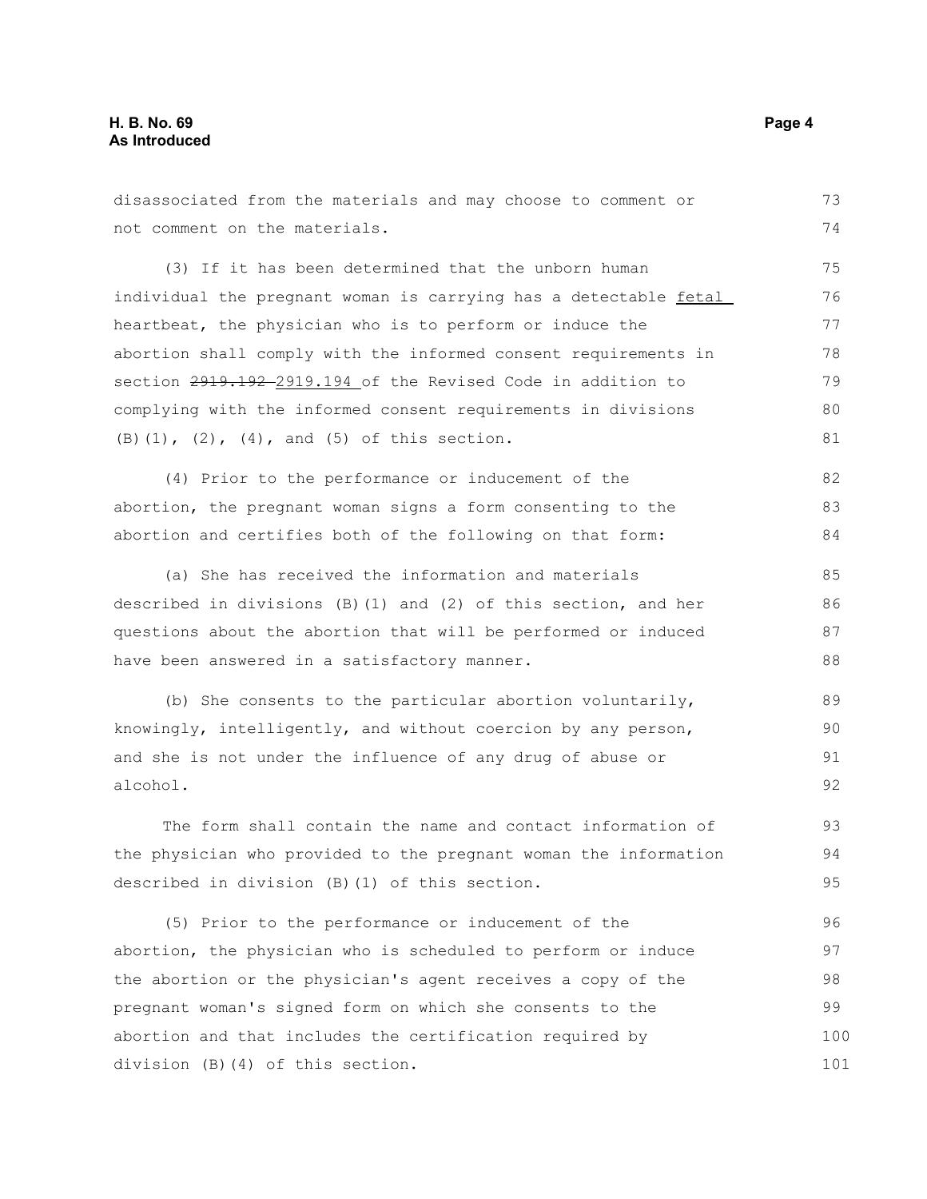disassociated from the materials and may choose to comment or not comment on the materials.

(3) If it has been determined that the unborn human individual the pregnant woman is carrying has a detectable fetal heartbeat, the physician who is to perform or induce the abortion shall comply with the informed consent requirements in section ~~2919.192~~ 2919.194 of the Revised Code in addition to complying with the informed consent requirements in divisions (B)(1), (2), (4), and (5) of this section.

(4) Prior to the performance or inducement of the abortion, the pregnant woman signs a form consenting to the abortion and certifies both of the following on that form:

(a) She has received the information and materials described in divisions (B)(1) and (2) of this section, and her questions about the abortion that will be performed or induced have been answered in a satisfactory manner.

(b) She consents to the particular abortion voluntarily, knowingly, intelligently, and without coercion by any person, and she is not under the influence of any drug of abuse or alcohol.

The form shall contain the name and contact information of the physician who provided to the pregnant woman the information described in division (B)(1) of this section.

(5) Prior to the performance or inducement of the abortion, the physician who is scheduled to perform or induce the abortion or the physician's agent receives a copy of the pregnant woman's signed form on which she consents to the abortion and that includes the certification required by division (B)(4) of this section.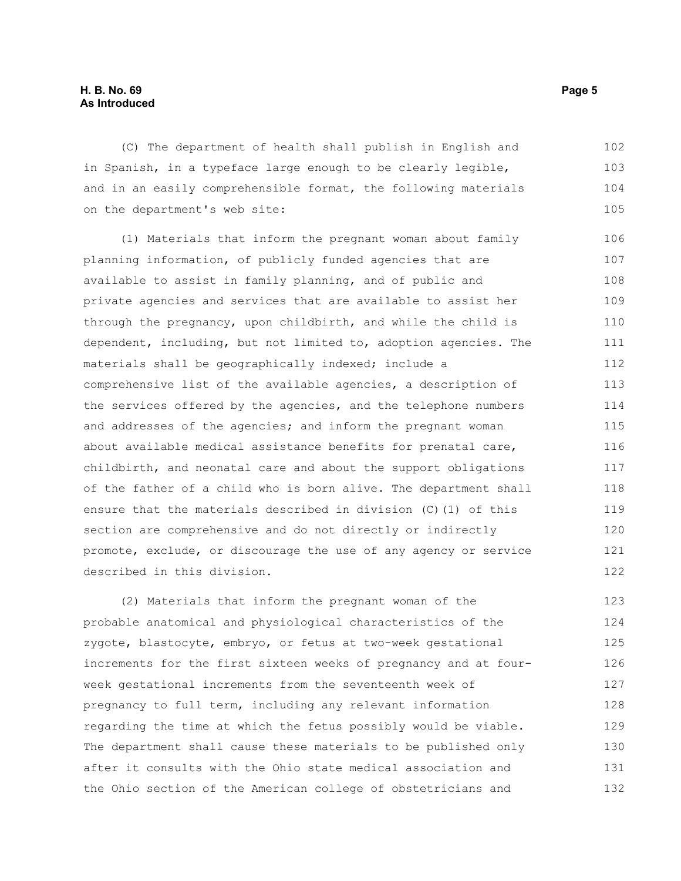(C) The department of health shall publish in English and in Spanish, in a typeface large enough to be clearly legible, and in an easily comprehensible format, the following materials on the department's web site:

(1) Materials that inform the pregnant woman about family planning information, of publicly funded agencies that are available to assist in family planning, and of public and private agencies and services that are available to assist her through the pregnancy, upon childbirth, and while the child is dependent, including, but not limited to, adoption agencies. The materials shall be geographically indexed; include a comprehensive list of the available agencies, a description of the services offered by the agencies, and the telephone numbers and addresses of the agencies; and inform the pregnant woman about available medical assistance benefits for prenatal care, childbirth, and neonatal care and about the support obligations of the father of a child who is born alive. The department shall ensure that the materials described in division (C)(1) of this section are comprehensive and do not directly or indirectly promote, exclude, or discourage the use of any agency or service described in this division.

(2) Materials that inform the pregnant woman of the probable anatomical and physiological characteristics of the zygote, blastocyte, embryo, or fetus at two-week gestational increments for the first sixteen weeks of pregnancy and at four-week gestational increments from the seventeenth week of pregnancy to full term, including any relevant information regarding the time at which the fetus possibly would be viable. The department shall cause these materials to be published only after it consults with the Ohio state medical association and the Ohio section of the American college of obstetricians and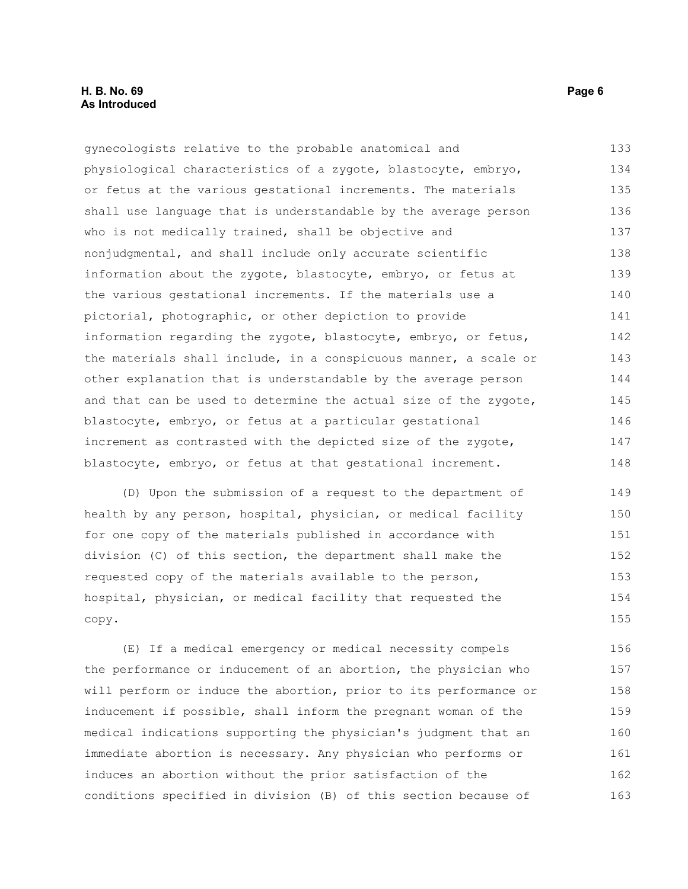gynecologists relative to the probable anatomical and physiological characteristics of a zygote, blastocyte, embryo, or fetus at the various gestational increments. The materials shall use language that is understandable by the average person who is not medically trained, shall be objective and nonjudgmental, and shall include only accurate scientific information about the zygote, blastocyte, embryo, or fetus at the various gestational increments. If the materials use a pictorial, photographic, or other depiction to provide information regarding the zygote, blastocyte, embryo, or fetus, the materials shall include, in a conspicuous manner, a scale or other explanation that is understandable by the average person and that can be used to determine the actual size of the zygote, blastocyte, embryo, or fetus at a particular gestational increment as contrasted with the depicted size of the zygote, blastocyte, embryo, or fetus at that gestational increment.

(D) Upon the submission of a request to the department of health by any person, hospital, physician, or medical facility for one copy of the materials published in accordance with division (C) of this section, the department shall make the requested copy of the materials available to the person, hospital, physician, or medical facility that requested the copy.

(E) If a medical emergency or medical necessity compels the performance or inducement of an abortion, the physician who will perform or induce the abortion, prior to its performance or inducement if possible, shall inform the pregnant woman of the medical indications supporting the physician's judgment that an immediate abortion is necessary. Any physician who performs or induces an abortion without the prior satisfaction of the conditions specified in division (B) of this section because of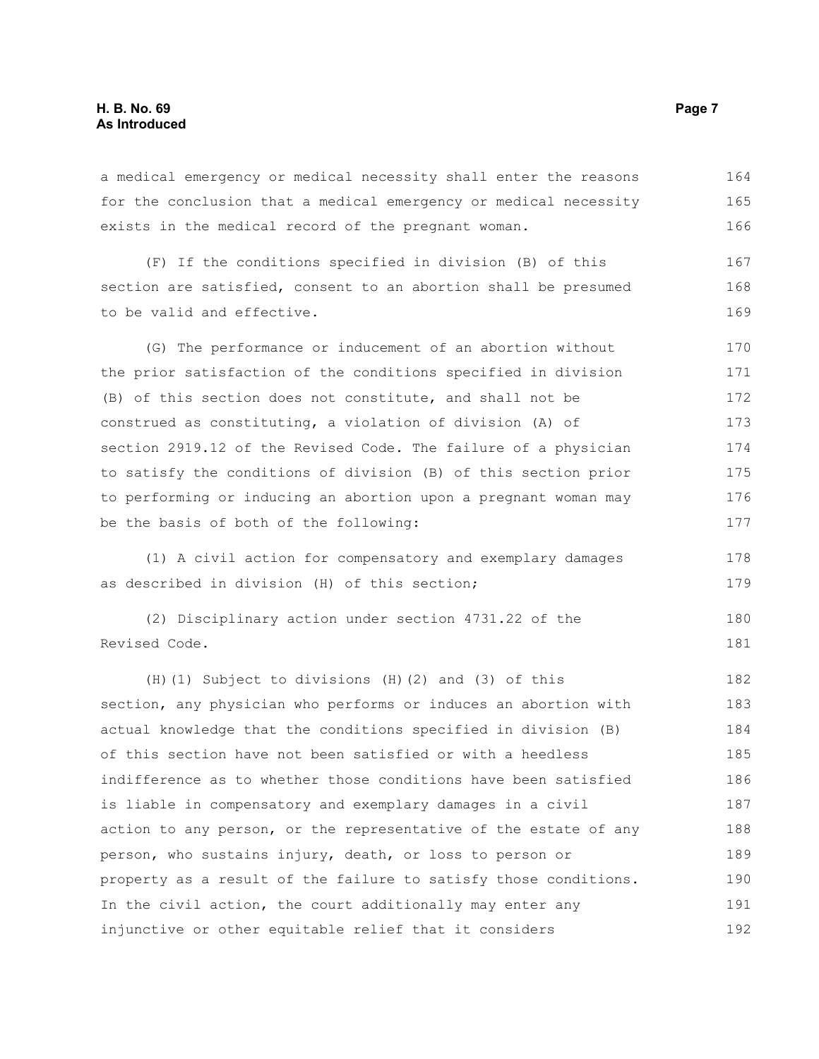a medical emergency or medical necessity shall enter the reasons for the conclusion that a medical emergency or medical necessity exists in the medical record of the pregnant woman.

(F) If the conditions specified in division (B) of this section are satisfied, consent to an abortion shall be presumed to be valid and effective.

(G) The performance or inducement of an abortion without the prior satisfaction of the conditions specified in division (B) of this section does not constitute, and shall not be construed as constituting, a violation of division (A) of section 2919.12 of the Revised Code. The failure of a physician to satisfy the conditions of division (B) of this section prior to performing or inducing an abortion upon a pregnant woman may be the basis of both of the following:

(1) A civil action for compensatory and exemplary damages as described in division (H) of this section;

(2) Disciplinary action under section 4731.22 of the Revised Code.

(H)(1) Subject to divisions (H)(2) and (3) of this section, any physician who performs or induces an abortion with actual knowledge that the conditions specified in division (B) of this section have not been satisfied or with a heedless indifference as to whether those conditions have been satisfied is liable in compensatory and exemplary damages in a civil action to any person, or the representative of the estate of any person, who sustains injury, death, or loss to person or property as a result of the failure to satisfy those conditions. In the civil action, the court additionally may enter any injunctive or other equitable relief that it considers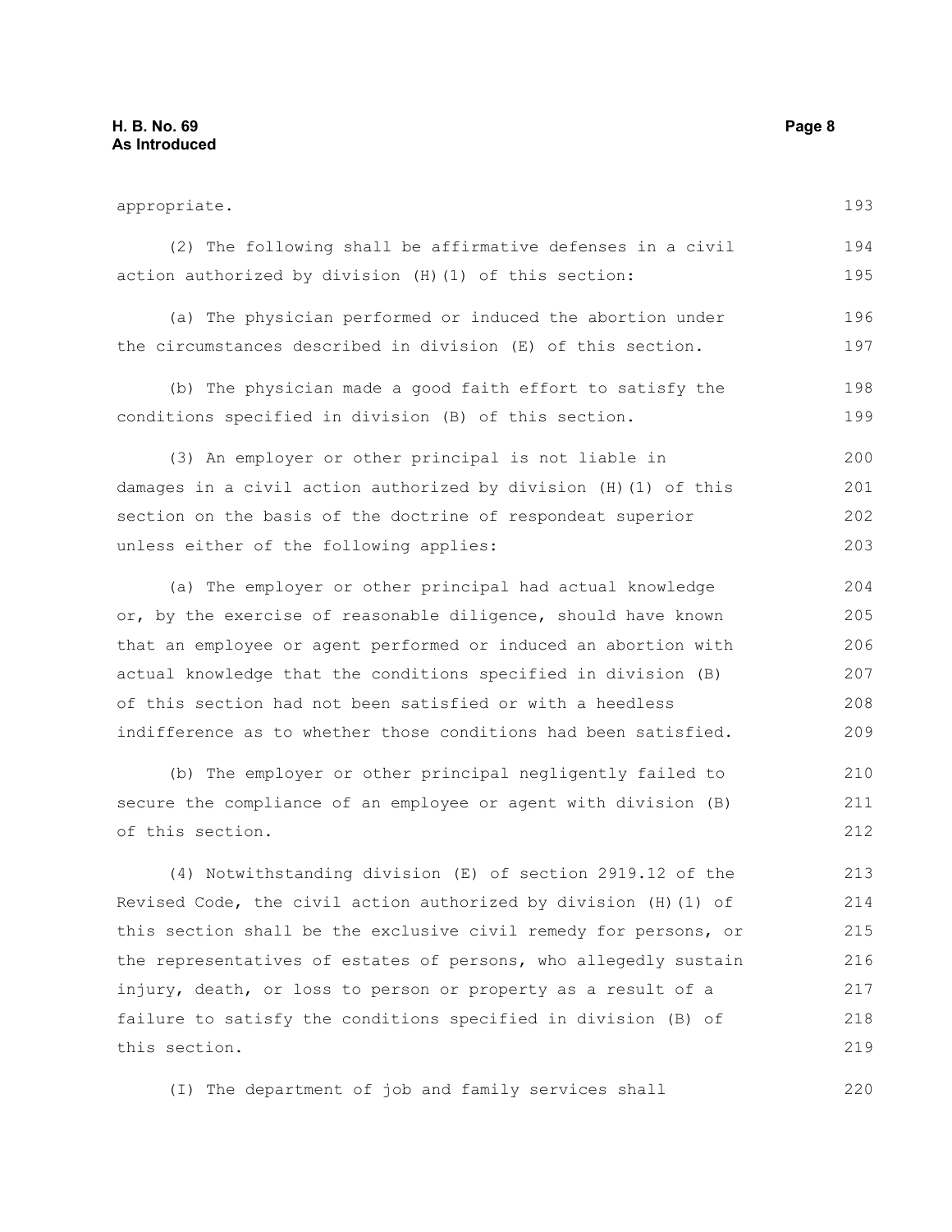appropriate.

(2) The following shall be affirmative defenses in a civil action authorized by division (H)(1) of this section:

(a) The physician performed or induced the abortion under the circumstances described in division (E) of this section.

(b) The physician made a good faith effort to satisfy the conditions specified in division (B) of this section.

(3) An employer or other principal is not liable in damages in a civil action authorized by division (H)(1) of this section on the basis of the doctrine of respondeat superior unless either of the following applies:

(a) The employer or other principal had actual knowledge or, by the exercise of reasonable diligence, should have known that an employee or agent performed or induced an abortion with actual knowledge that the conditions specified in division (B) of this section had not been satisfied or with a heedless indifference as to whether those conditions had been satisfied.

(b) The employer or other principal negligently failed to secure the compliance of an employee or agent with division (B) of this section.

(4) Notwithstanding division (E) of section 2919.12 of the Revised Code, the civil action authorized by division (H)(1) of this section shall be the exclusive civil remedy for persons, or the representatives of estates of persons, who allegedly sustain injury, death, or loss to person or property as a result of a failure to satisfy the conditions specified in division (B) of this section.

(I) The department of job and family services shall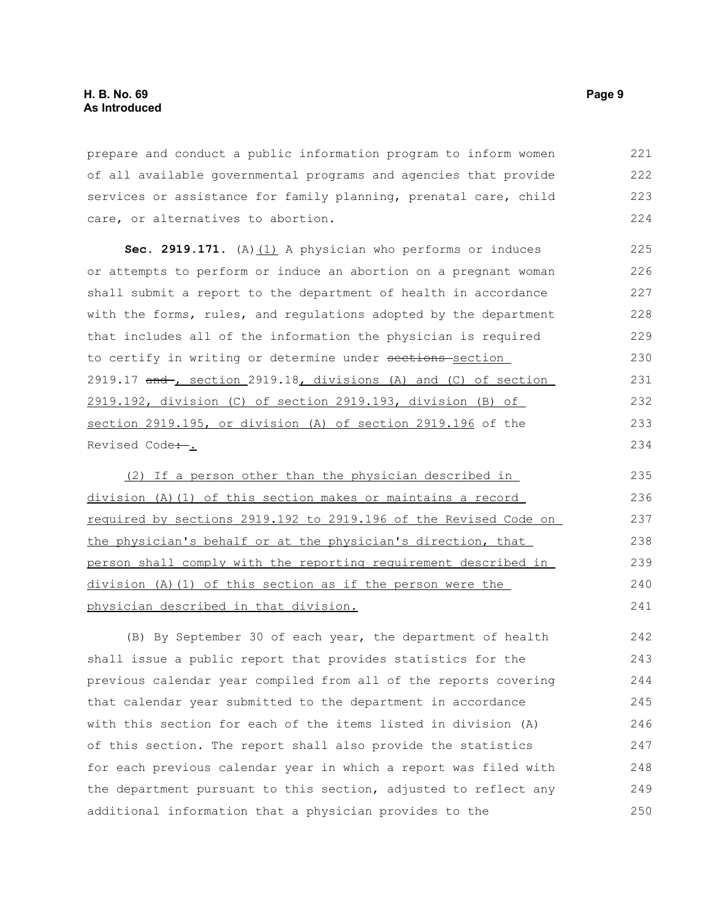prepare and conduct a public information program to inform women of all available governmental programs and agencies that provide services or assistance for family planning, prenatal care, child care, or alternatives to abortion.

**Sec. 2919.171.** (A)(1) A physician who performs or induces or attempts to perform or induce an abortion on a pregnant woman shall submit a report to the department of health in accordance with the forms, rules, and regulations adopted by the department that includes all of the information the physician is required to certify in writing or determine under ~~sections~~ section 2919.17 ~~and~~ , section 2919.18, divisions (A) and (C) of section 2919.192, division (C) of section 2919.193, division (B) of section 2919.195, or division (A) of section 2919.196 of the Revised Code~~:~~ .

(2) If a person other than the physician described in division (A)(1) of this section makes or maintains a record required by sections 2919.192 to 2919.196 of the Revised Code on the physician's behalf or at the physician's direction, that person shall comply with the reporting requirement described in division (A)(1) of this section as if the person were the physician described in that division.

(B) By September 30 of each year, the department of health shall issue a public report that provides statistics for the previous calendar year compiled from all of the reports covering that calendar year submitted to the department in accordance with this section for each of the items listed in division (A) of this section. The report shall also provide the statistics for each previous calendar year in which a report was filed with the department pursuant to this section, adjusted to reflect any additional information that a physician provides to the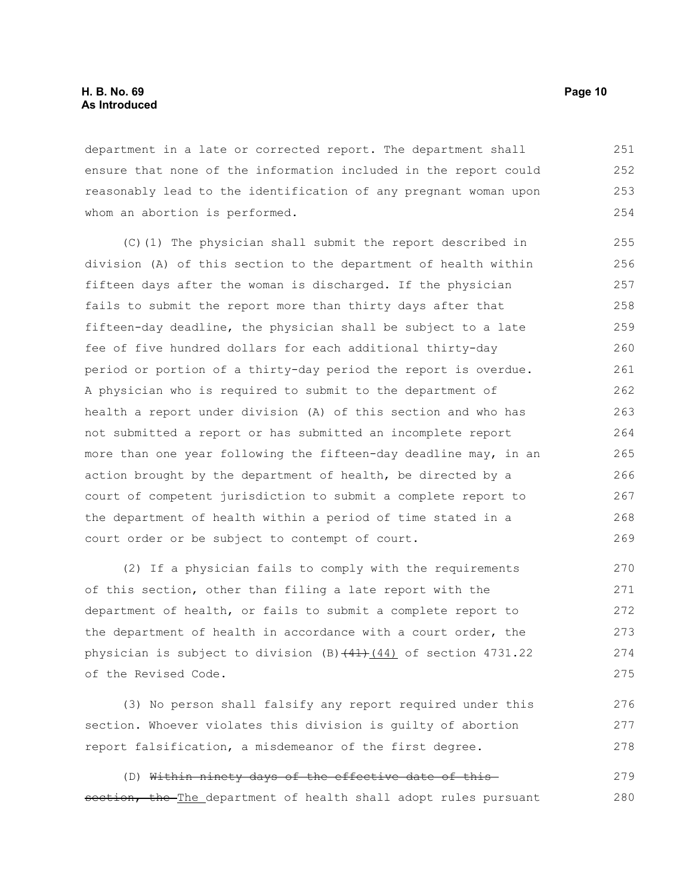department in a late or corrected report. The department shall ensure that none of the information included in the report could reasonably lead to the identification of any pregnant woman upon whom an abortion is performed.

(C)(1) The physician shall submit the report described in division (A) of this section to the department of health within fifteen days after the woman is discharged. If the physician fails to submit the report more than thirty days after that fifteen-day deadline, the physician shall be subject to a late fee of five hundred dollars for each additional thirty-day period or portion of a thirty-day period the report is overdue. A physician who is required to submit to the department of health a report under division (A) of this section and who has not submitted a report or has submitted an incomplete report more than one year following the fifteen-day deadline may, in an action brought by the department of health, be directed by a court of competent jurisdiction to submit a complete report to the department of health within a period of time stated in a court order or be subject to contempt of court.

(2) If a physician fails to comply with the requirements of this section, other than filing a late report with the department of health, or fails to submit a complete report to the department of health in accordance with a court order, the physician is subject to division (B) ~~(41)~~ (44) of section 4731.22 of the Revised Code.

(3) No person shall falsify any report required under this section. Whoever violates this division is guilty of abortion report falsification, a misdemeanor of the first degree.

(D) ~~Within ninety days of the effective date of this section, the~~ The department of health shall adopt rules pursuant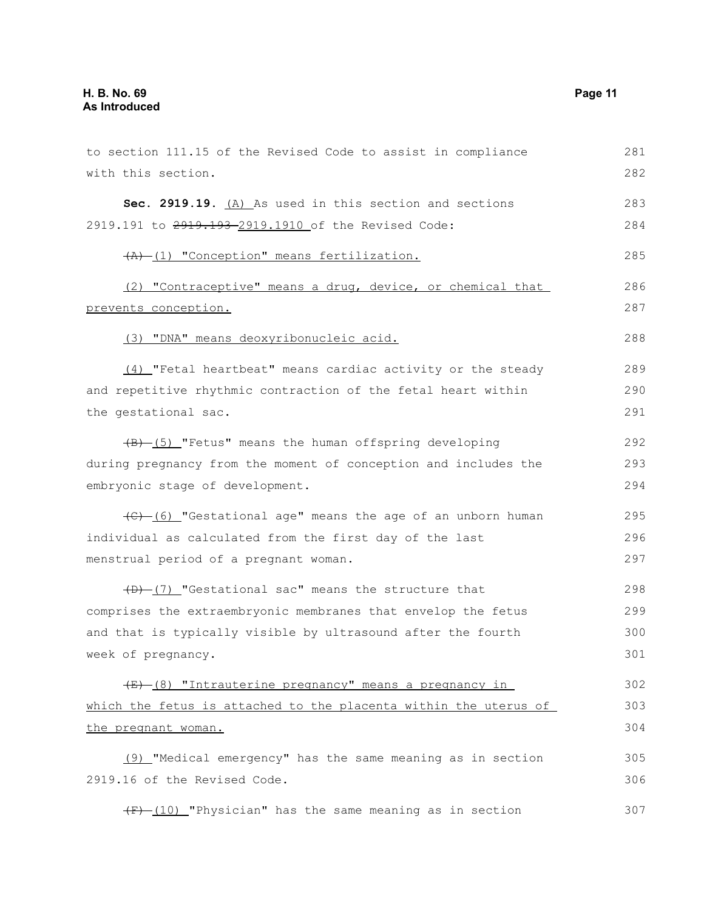to section 111.15 of the Revised Code to assist in compliance with this section.

**Sec. 2919.19.** (A) As used in this section and sections 2919.191 to ~~2919.193~~ 2919.1910 of the Revised Code:

~~(A)~~ (1) "Conception" means fertilization.

(2) "Contraceptive" means a drug, device, or chemical that prevents conception.

(3) "DNA" means deoxyribonucleic acid.

(4) "Fetal heartbeat" means cardiac activity or the steady and repetitive rhythmic contraction of the fetal heart within the gestational sac.

~~(B)~~ (5) "Fetus" means the human offspring developing during pregnancy from the moment of conception and includes the embryonic stage of development.

~~(C)~~ (6) "Gestational age" means the age of an unborn human individual as calculated from the first day of the last menstrual period of a pregnant woman.

~~(D)~~ (7) "Gestational sac" means the structure that comprises the extraembryonic membranes that envelop the fetus and that is typically visible by ultrasound after the fourth week of pregnancy.

~~(E)~~ (8) "Intrauterine pregnancy" means a pregnancy in which the fetus is attached to the placenta within the uterus of the pregnant woman.

(9) "Medical emergency" has the same meaning as in section 2919.16 of the Revised Code.

~~(F)~~ (10) "Physician" has the same meaning as in section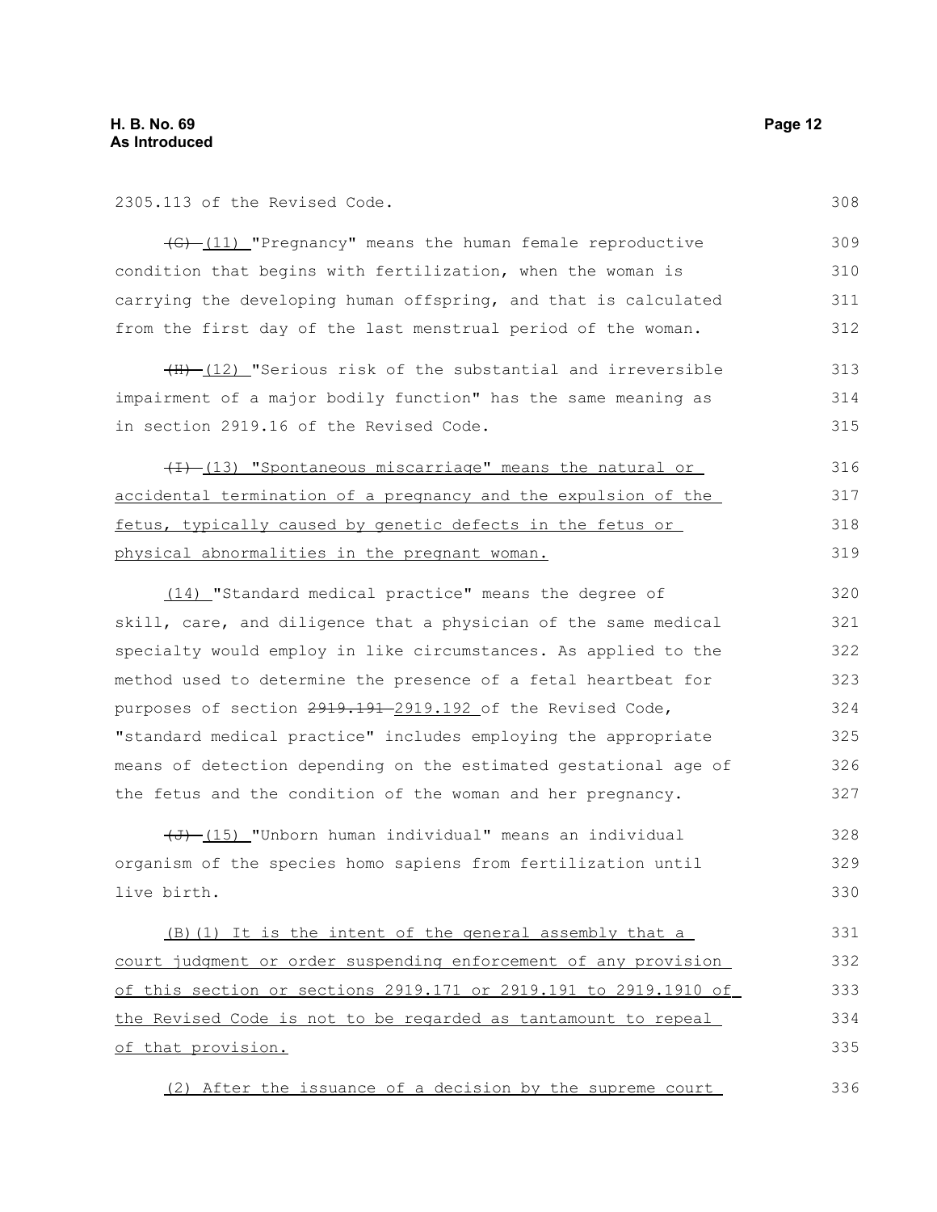2305.113 of the Revised Code.

~~(G)~~ (11) "Pregnancy" means the human female reproductive condition that begins with fertilization, when the woman is carrying the developing human offspring, and that is calculated from the first day of the last menstrual period of the woman.

~~(H)~~ (12) "Serious risk of the substantial and irreversible impairment of a major bodily function" has the same meaning as in section 2919.16 of the Revised Code.

~~(I)~~ (13) "Spontaneous miscarriage" means the natural or accidental termination of a pregnancy and the expulsion of the fetus, typically caused by genetic defects in the fetus or physical abnormalities in the pregnant woman.

(14) "Standard medical practice" means the degree of skill, care, and diligence that a physician of the same medical specialty would employ in like circumstances. As applied to the method used to determine the presence of a fetal heartbeat for purposes of section ~~2919.191~~ 2919.192 of the Revised Code, "standard medical practice" includes employing the appropriate means of detection depending on the estimated gestational age of the fetus and the condition of the woman and her pregnancy.

~~(J)~~ (15) "Unborn human individual" means an individual organism of the species homo sapiens from fertilization until live birth.

(B)(1) It is the intent of the general assembly that a court judgment or order suspending enforcement of any provision of this section or sections 2919.171 or 2919.191 to 2919.1910 of the Revised Code is not to be regarded as tantamount to repeal of that provision.

(2) After the issuance of a decision by the supreme court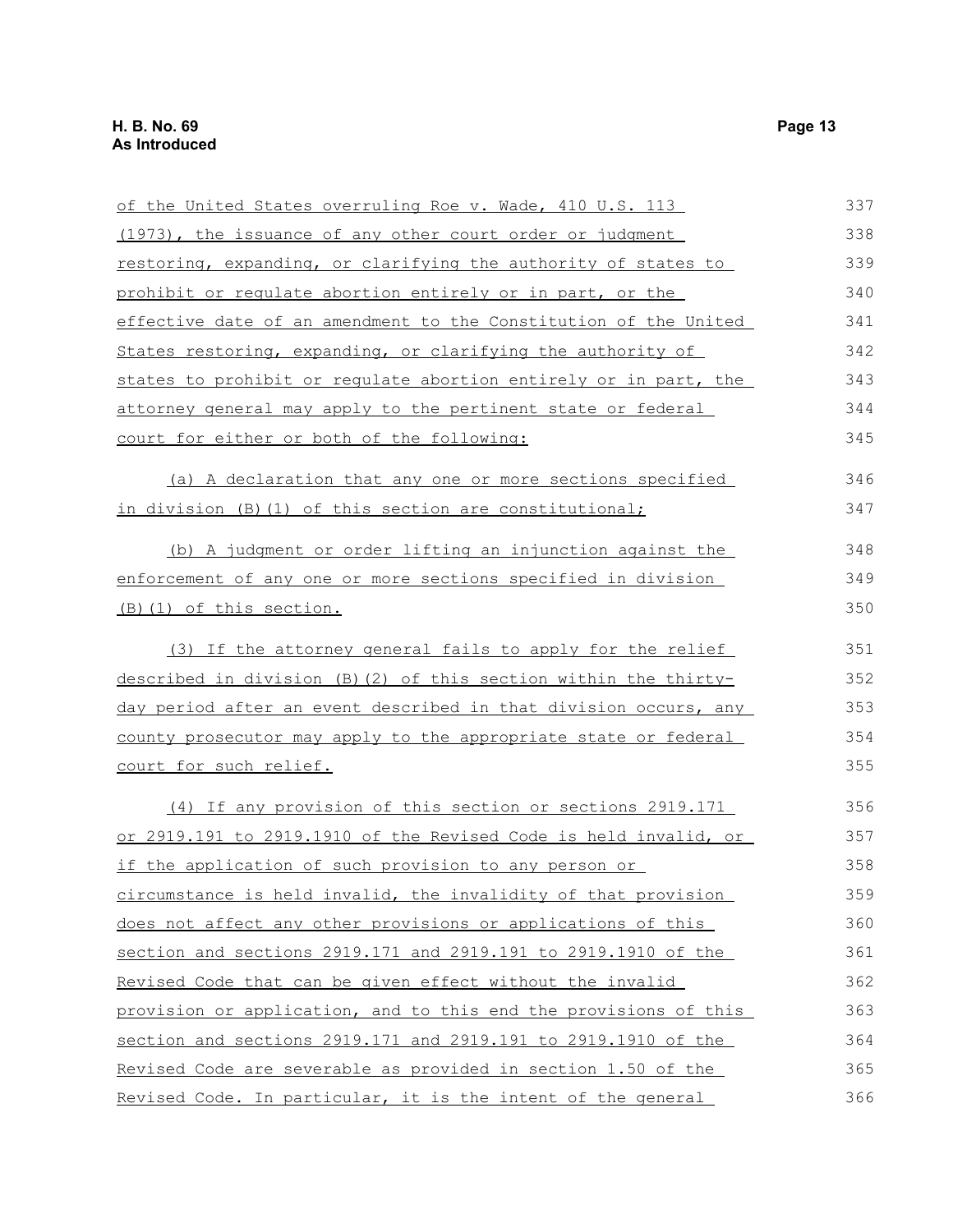of the United States overruling Roe v. Wade, 410 U.S. 113 (1973), the issuance of any other court order or judgment restoring, expanding, or clarifying the authority of states to prohibit or regulate abortion entirely or in part, or the effective date of an amendment to the Constitution of the United States restoring, expanding, or clarifying the authority of states to prohibit or regulate abortion entirely or in part, the attorney general may apply to the pertinent state or federal court for either or both of the following:

(a) A declaration that any one or more sections specified in division (B)(1) of this section are constitutional;

(b) A judgment or order lifting an injunction against the enforcement of any one or more sections specified in division (B)(1) of this section.

(3) If the attorney general fails to apply for the relief described in division (B)(2) of this section within the thirty-day period after an event described in that division occurs, any county prosecutor may apply to the appropriate state or federal court for such relief.

(4) If any provision of this section or sections 2919.171 or 2919.191 to 2919.1910 of the Revised Code is held invalid, or if the application of such provision to any person or circumstance is held invalid, the invalidity of that provision does not affect any other provisions or applications of this section and sections 2919.171 and 2919.191 to 2919.1910 of the Revised Code that can be given effect without the invalid provision or application, and to this end the provisions of this section and sections 2919.171 and 2919.191 to 2919.1910 of the Revised Code are severable as provided in section 1.50 of the Revised Code. In particular, it is the intent of the general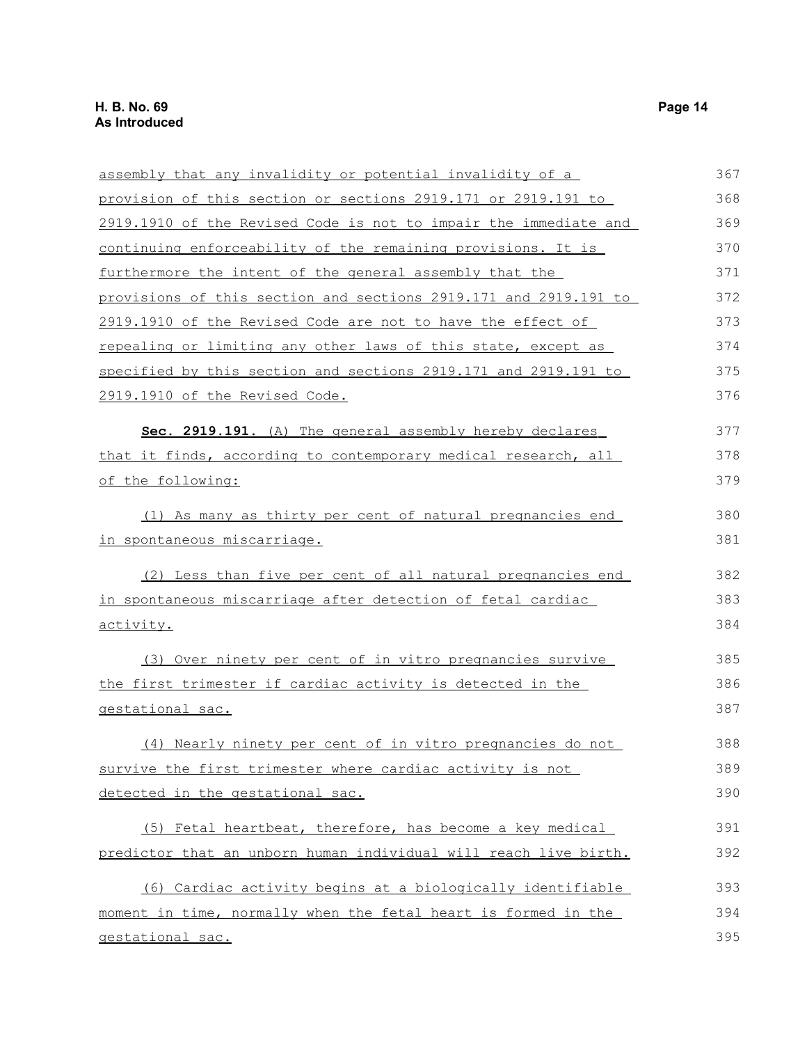assembly that any invalidity or potential invalidity of a provision of this section or sections 2919.171 or 2919.191 to 2919.1910 of the Revised Code is not to impair the immediate and continuing enforceability of the remaining provisions. It is furthermore the intent of the general assembly that the provisions of this section and sections 2919.171 and 2919.191 to 2919.1910 of the Revised Code are not to have the effect of repealing or limiting any other laws of this state, except as specified by this section and sections 2919.171 and 2919.191 to 2919.1910 of the Revised Code.

**Sec. 2919.191.** (A) The general assembly hereby declares that it finds, according to contemporary medical research, all of the following:

(1) As many as thirty per cent of natural pregnancies end in spontaneous miscarriage.

(2) Less than five per cent of all natural pregnancies end in spontaneous miscarriage after detection of fetal cardiac activity.

(3) Over ninety per cent of in vitro pregnancies survive the first trimester if cardiac activity is detected in the gestational sac.

(4) Nearly ninety per cent of in vitro pregnancies do not survive the first trimester where cardiac activity is not detected in the gestational sac.

(5) Fetal heartbeat, therefore, has become a key medical predictor that an unborn human individual will reach live birth.

(6) Cardiac activity begins at a biologically identifiable moment in time, normally when the fetal heart is formed in the gestational sac.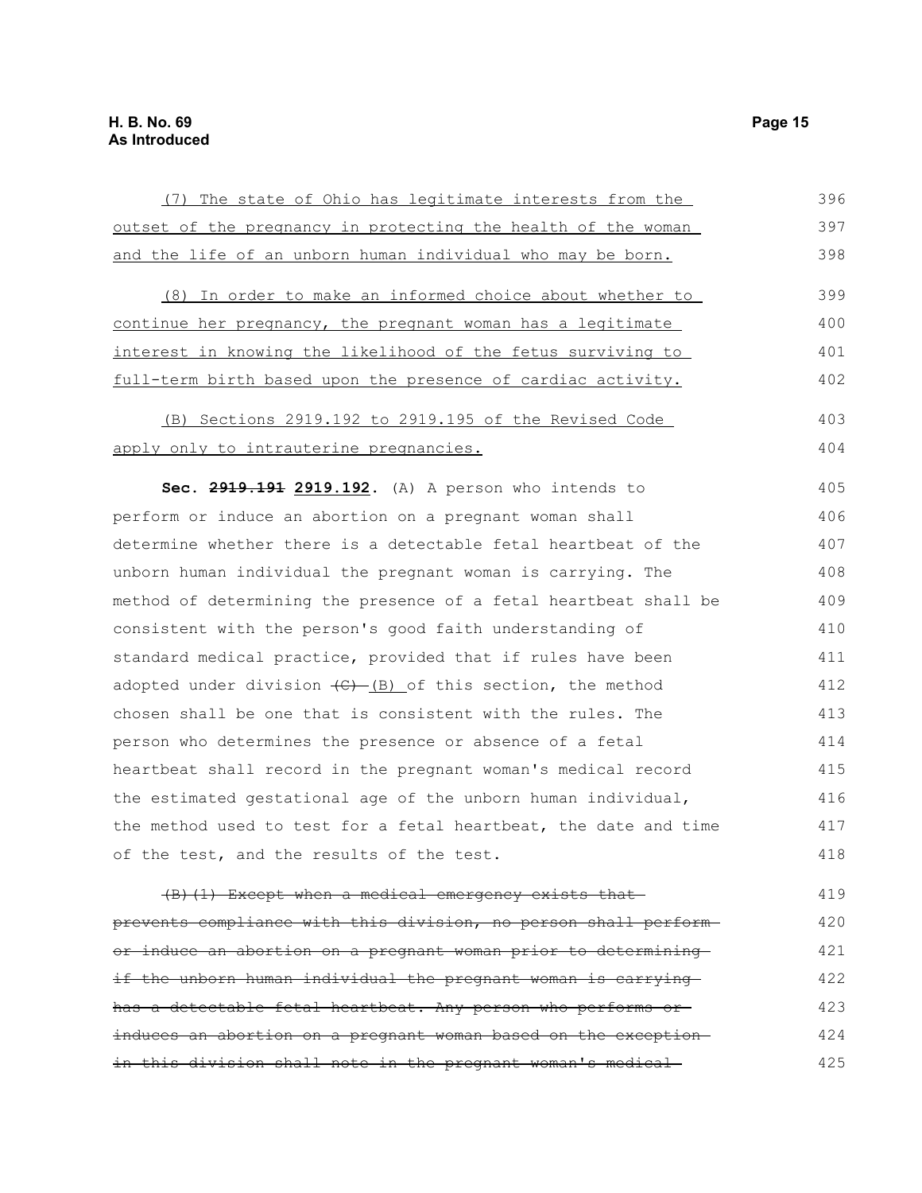(7) The state of Ohio has legitimate interests from the outset of the pregnancy in protecting the health of the woman and the life of an unborn human individual who may be born.

(8) In order to make an informed choice about whether to continue her pregnancy, the pregnant woman has a legitimate interest in knowing the likelihood of the fetus surviving to full-term birth based upon the presence of cardiac activity.

(B) Sections 2919.192 to 2919.195 of the Revised Code apply only to intrauterine pregnancies.

**Sec. ~~2919.191~~ 2919.192.** (A) A person who intends to perform or induce an abortion on a pregnant woman shall determine whether there is a detectable fetal heartbeat of the unborn human individual the pregnant woman is carrying. The method of determining the presence of a fetal heartbeat shall be consistent with the person's good faith understanding of standard medical practice, provided that if rules have been adopted under division ~~(C)~~ (B) of this section, the method chosen shall be one that is consistent with the rules. The person who determines the presence or absence of a fetal heartbeat shall record in the pregnant woman's medical record the estimated gestational age of the unborn human individual, the method used to test for a fetal heartbeat, the date and time of the test, and the results of the test.

~~(B)(1) Except when a medical emergency exists that prevents compliance with this division, no person shall perform or induce an abortion on a pregnant woman prior to determining if the unborn human individual the pregnant woman is carrying has a detectable fetal heartbeat. Any person who performs or induces an abortion on a pregnant woman based on the exception in this division shall note in the pregnant woman's medical~~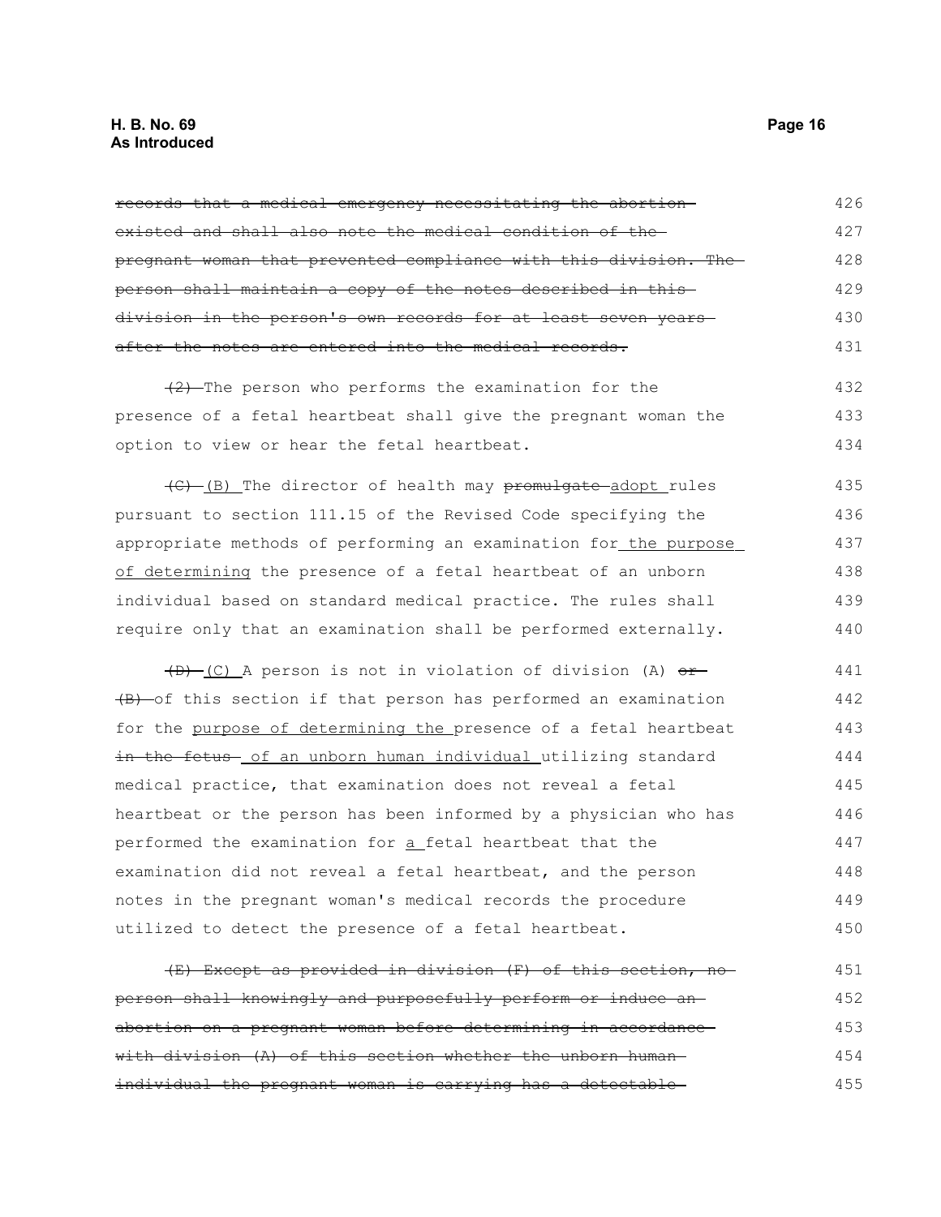~~records that a medical emergency necessitating the abortion existed and shall also note the medical condition of the pregnant woman that prevented compliance with this division. The person shall maintain a copy of the notes described in this division in the person's own records for at least seven years after the notes are entered into the medical records.~~

~~(2)~~ The person who performs the examination for the presence of a fetal heartbeat shall give the pregnant woman the option to view or hear the fetal heartbeat.

~~(C)~~ (B) The director of health may ~~promulgate~~ adopt rules pursuant to section 111.15 of the Revised Code specifying the appropriate methods of performing an examination for the purpose of determining the presence of a fetal heartbeat of an unborn individual based on standard medical practice. The rules shall require only that an examination shall be performed externally.

~~(D)~~ (C) A person is not in violation of division (A) ~~or (B)~~ of this section if that person has performed an examination for the purpose of determining the presence of a fetal heartbeat ~~in the fetus~~ of an unborn human individual utilizing standard medical practice, that examination does not reveal a fetal heartbeat or the person has been informed by a physician who has performed the examination for a fetal heartbeat that the examination did not reveal a fetal heartbeat, and the person notes in the pregnant woman's medical records the procedure utilized to detect the presence of a fetal heartbeat.

~~(E) Except as provided in division (F) of this section, no person shall knowingly and purposefully perform or induce an abortion on a pregnant woman before determining in accordance with division (A) of this section whether the unborn human individual the pregnant woman is carrying has a detectable~~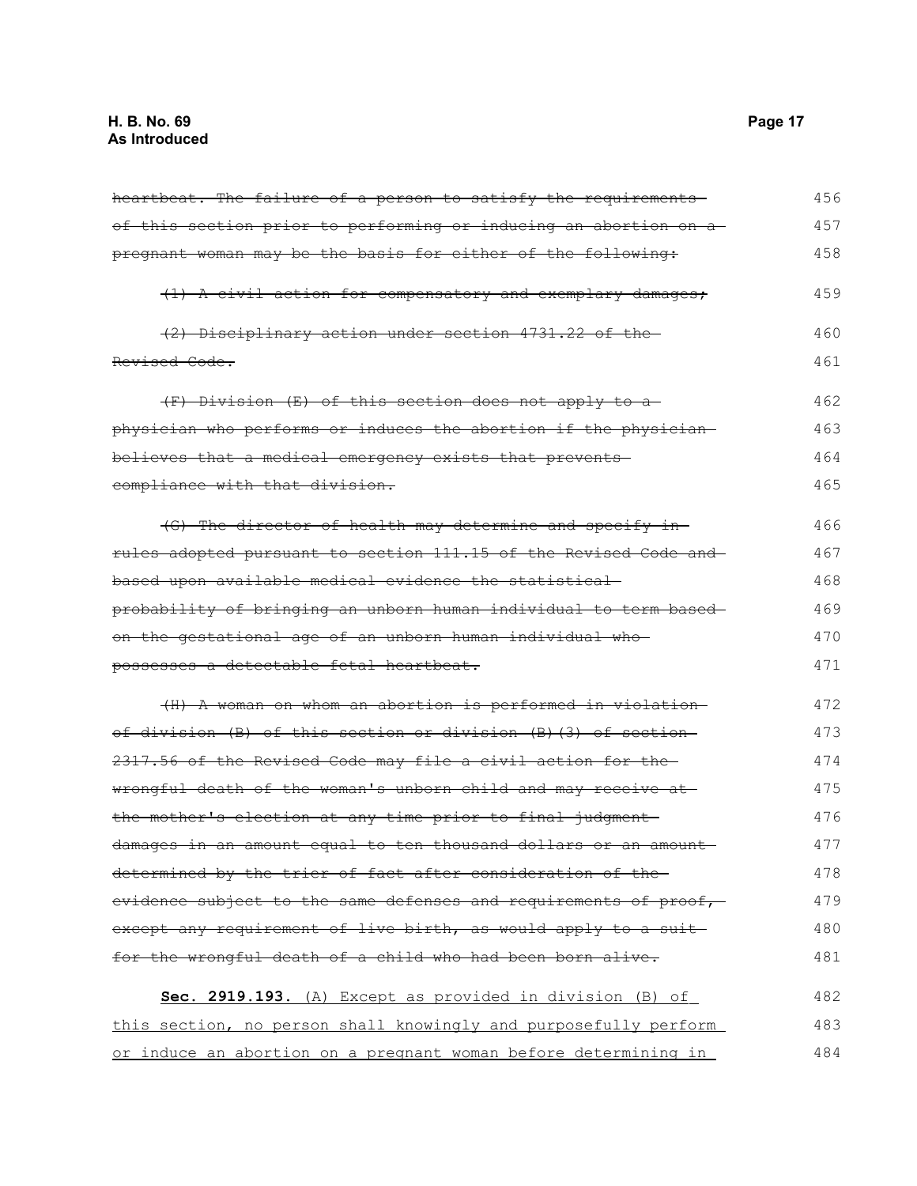~~heartbeat. The failure of a person to satisfy the requirements of this section prior to performing or inducing an abortion on a pregnant woman may be the basis for either of the following:~~

~~(1) A civil action for compensatory and exemplary damages;~~

~~(2) Disciplinary action under section 4731.22 of the Revised Code.~~

~~(F) Division (E) of this section does not apply to a physician who performs or induces the abortion if the physician believes that a medical emergency exists that prevents compliance with that division.~~

~~(G) The director of health may determine and specify in rules adopted pursuant to section 111.15 of the Revised Code and based upon available medical evidence the statistical probability of bringing an unborn human individual to term based on the gestational age of an unborn human individual who possesses a detectable fetal heartbeat.~~

~~(H) A woman on whom an abortion is performed in violation of division (B) of this section or division (B)(3) of section 2317.56 of the Revised Code may file a civil action for the wrongful death of the woman's unborn child and may receive at the mother's election at any time prior to final judgment damages in an amount equal to ten thousand dollars or an amount determined by the trier of fact after consideration of the evidence subject to the same defenses and requirements of proof, except any requirement of live birth, as would apply to a suit for the wrongful death of a child who had been born alive.~~

<u>**Sec. 2919.193.** (A) Except as provided in division (B) of this section, no person shall knowingly and purposefully perform or induce an abortion on a pregnant woman before determining in</u>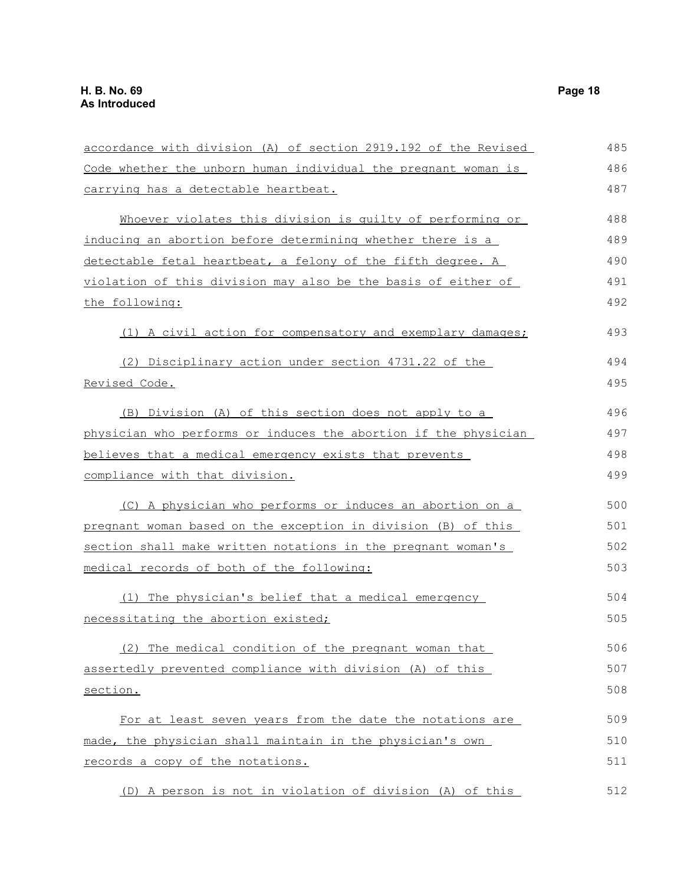accordance with division (A) of section 2919.192 of the Revised Code whether the unborn human individual the pregnant woman is carrying has a detectable heartbeat.

Whoever violates this division is guilty of performing or inducing an abortion before determining whether there is a detectable fetal heartbeat, a felony of the fifth degree. A violation of this division may also be the basis of either of the following:

(1) A civil action for compensatory and exemplary damages;

(2) Disciplinary action under section 4731.22 of the Revised Code.

(B) Division (A) of this section does not apply to a physician who performs or induces the abortion if the physician believes that a medical emergency exists that prevents compliance with that division.

(C) A physician who performs or induces an abortion on a pregnant woman based on the exception in division (B) of this section shall make written notations in the pregnant woman's medical records of both of the following:

(1) The physician's belief that a medical emergency necessitating the abortion existed;

(2) The medical condition of the pregnant woman that assertedly prevented compliance with division (A) of this section.

For at least seven years from the date the notations are made, the physician shall maintain in the physician's own records a copy of the notations.

(D) A person is not in violation of division (A) of this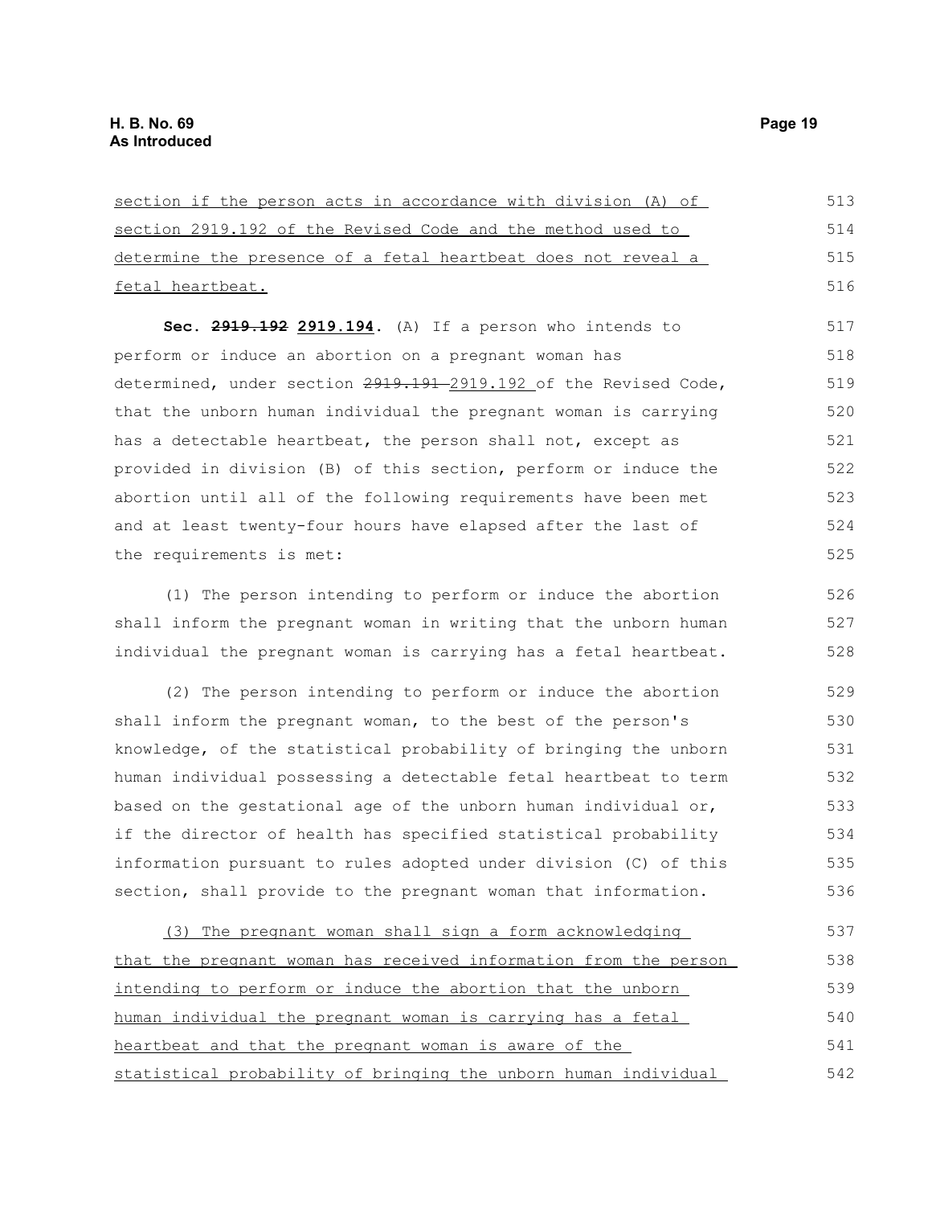section if the person acts in accordance with division (A) of section 2919.192 of the Revised Code and the method used to determine the presence of a fetal heartbeat does not reveal a fetal heartbeat.

**Sec. ~~2919.192~~ 2919.194.** (A) If a person who intends to perform or induce an abortion on a pregnant woman has determined, under section ~~2919.191~~ 2919.192 of the Revised Code, that the unborn human individual the pregnant woman is carrying has a detectable heartbeat, the person shall not, except as provided in division (B) of this section, perform or induce the abortion until all of the following requirements have been met and at least twenty-four hours have elapsed after the last of the requirements is met:

(1) The person intending to perform or induce the abortion shall inform the pregnant woman in writing that the unborn human individual the pregnant woman is carrying has a fetal heartbeat.

(2) The person intending to perform or induce the abortion shall inform the pregnant woman, to the best of the person's knowledge, of the statistical probability of bringing the unborn human individual possessing a detectable fetal heartbeat to term based on the gestational age of the unborn human individual or, if the director of health has specified statistical probability information pursuant to rules adopted under division (C) of this section, shall provide to the pregnant woman that information.

(3) The pregnant woman shall sign a form acknowledging that the pregnant woman has received information from the person intending to perform or induce the abortion that the unborn human individual the pregnant woman is carrying has a fetal heartbeat and that the pregnant woman is aware of the statistical probability of bringing the unborn human individual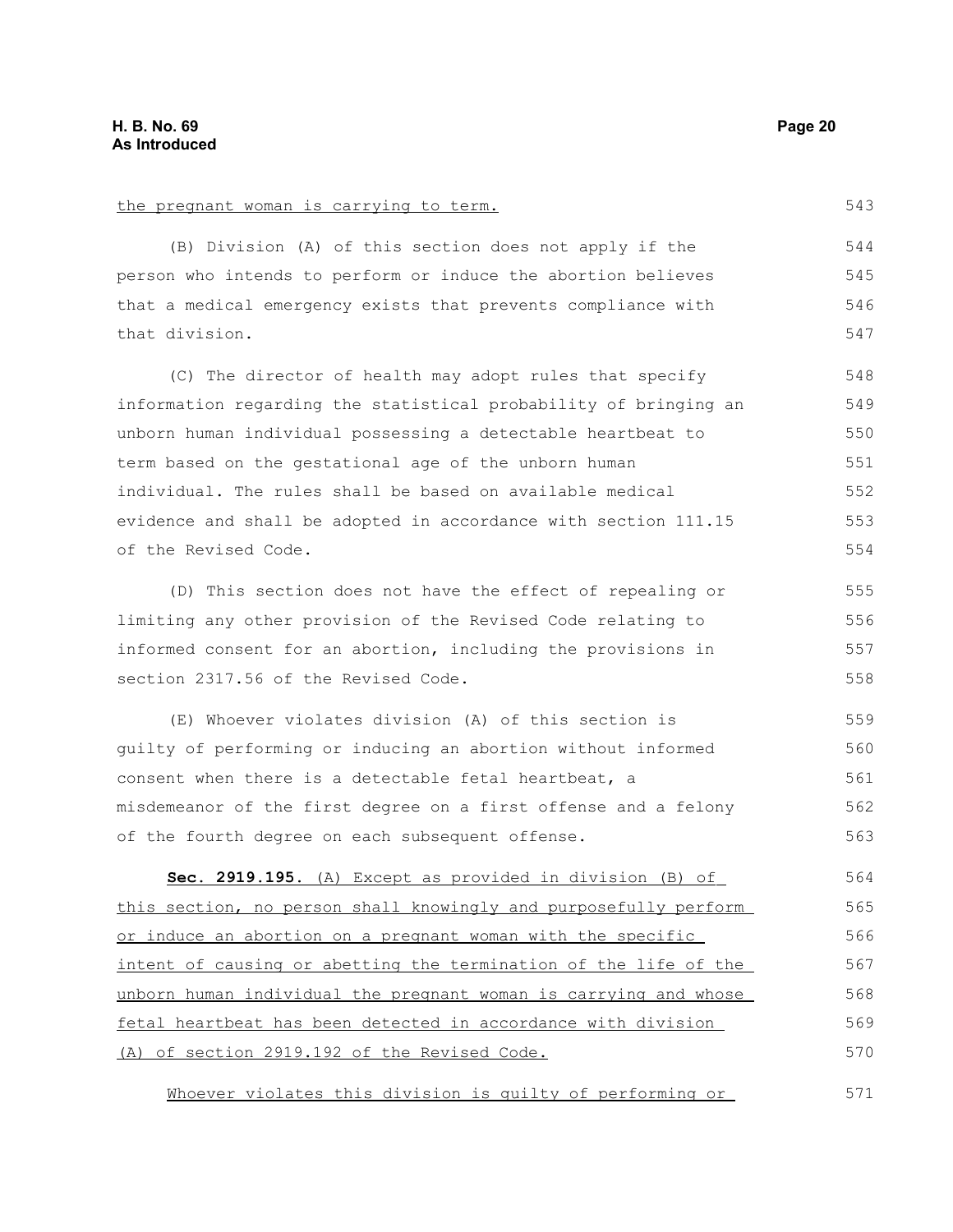the pregnant woman is carrying to term.

(B) Division (A) of this section does not apply if the person who intends to perform or induce the abortion believes that a medical emergency exists that prevents compliance with that division.

(C) The director of health may adopt rules that specify information regarding the statistical probability of bringing an unborn human individual possessing a detectable heartbeat to term based on the gestational age of the unborn human individual. The rules shall be based on available medical evidence and shall be adopted in accordance with section 111.15 of the Revised Code.

(D) This section does not have the effect of repealing or limiting any other provision of the Revised Code relating to informed consent for an abortion, including the provisions in section 2317.56 of the Revised Code.

(E) Whoever violates division (A) of this section is guilty of performing or inducing an abortion without informed consent when there is a detectable fetal heartbeat, a misdemeanor of the first degree on a first offense and a felony of the fourth degree on each subsequent offense.

**Sec. 2919.195.** (A) Except as provided in division (B) of this section, no person shall knowingly and purposefully perform or induce an abortion on a pregnant woman with the specific intent of causing or abetting the termination of the life of the unborn human individual the pregnant woman is carrying and whose fetal heartbeat has been detected in accordance with division (A) of section 2919.192 of the Revised Code.

Whoever violates this division is guilty of performing or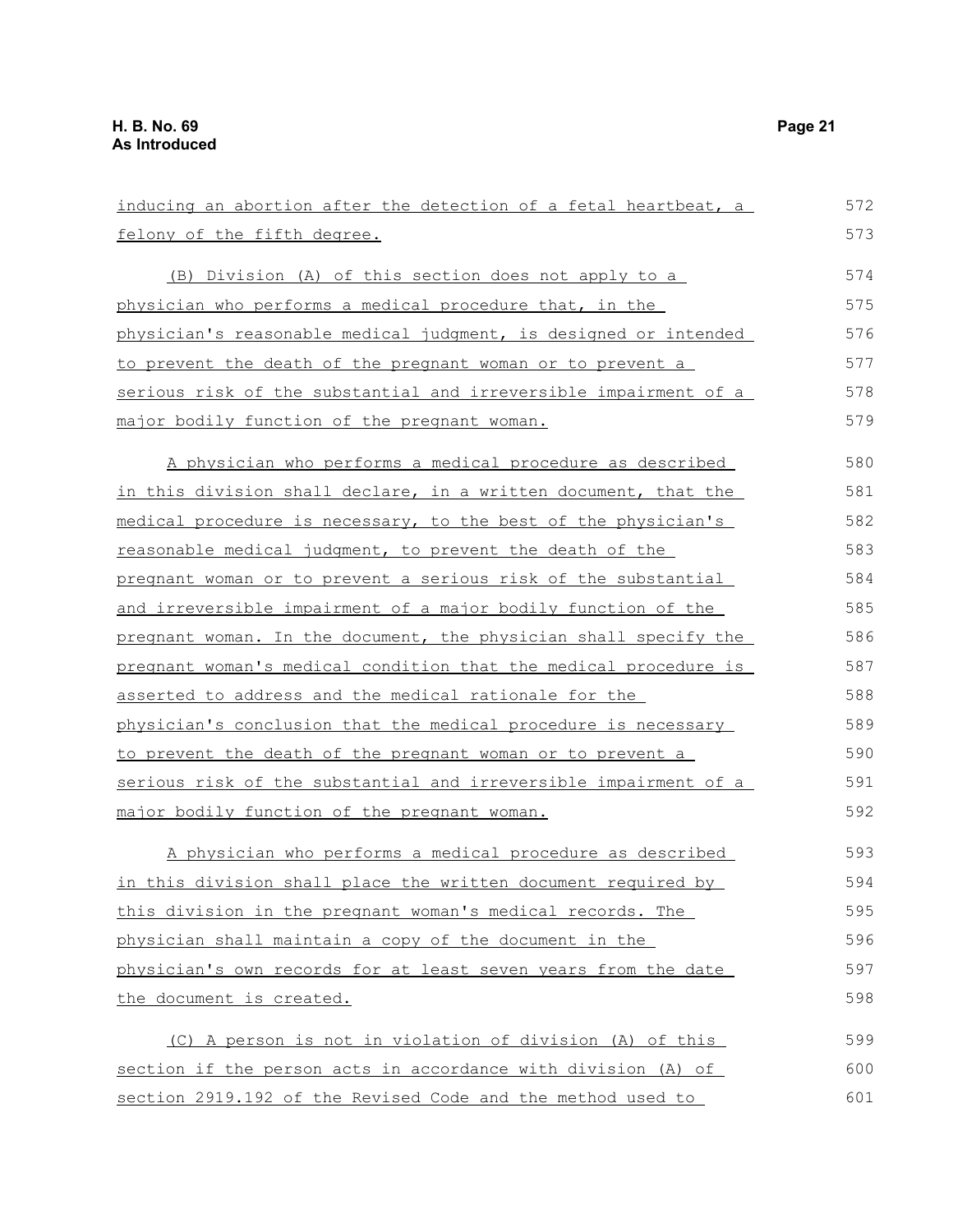inducing an abortion after the detection of a fetal heartbeat, a felony of the fifth degree.

(B) Division (A) of this section does not apply to a physician who performs a medical procedure that, in the physician's reasonable medical judgment, is designed or intended to prevent the death of the pregnant woman or to prevent a serious risk of the substantial and irreversible impairment of a major bodily function of the pregnant woman.

A physician who performs a medical procedure as described in this division shall declare, in a written document, that the medical procedure is necessary, to the best of the physician's reasonable medical judgment, to prevent the death of the pregnant woman or to prevent a serious risk of the substantial and irreversible impairment of a major bodily function of the pregnant woman. In the document, the physician shall specify the pregnant woman's medical condition that the medical procedure is asserted to address and the medical rationale for the physician's conclusion that the medical procedure is necessary to prevent the death of the pregnant woman or to prevent a serious risk of the substantial and irreversible impairment of a major bodily function of the pregnant woman.

A physician who performs a medical procedure as described in this division shall place the written document required by this division in the pregnant woman's medical records. The physician shall maintain a copy of the document in the physician's own records for at least seven years from the date the document is created.

(C) A person is not in violation of division (A) of this section if the person acts in accordance with division (A) of section 2919.192 of the Revised Code and the method used to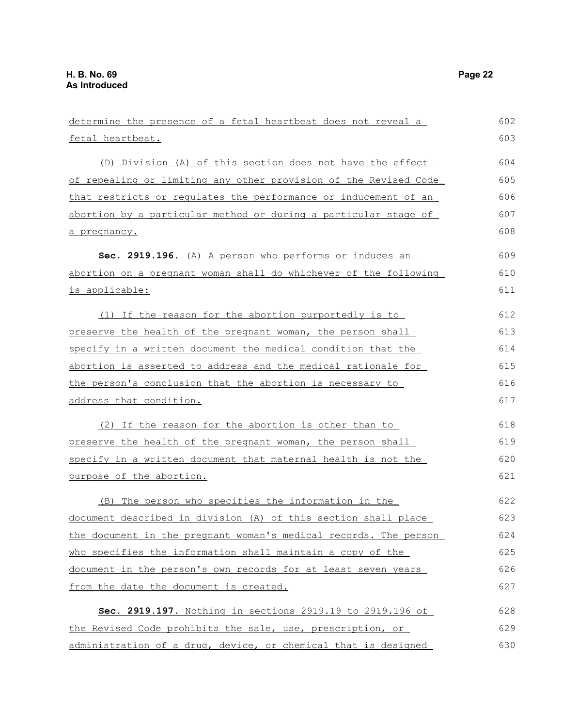determine the presence of a fetal heartbeat does not reveal a fetal heartbeat.

(D) Division (A) of this section does not have the effect of repealing or limiting any other provision of the Revised Code that restricts or regulates the performance or inducement of an abortion by a particular method or during a particular stage of a pregnancy.

**Sec. 2919.196.** (A) A person who performs or induces an abortion on a pregnant woman shall do whichever of the following is applicable:

(1) If the reason for the abortion purportedly is to preserve the health of the pregnant woman, the person shall specify in a written document the medical condition that the abortion is asserted to address and the medical rationale for the person's conclusion that the abortion is necessary to address that condition.

(2) If the reason for the abortion is other than to preserve the health of the pregnant woman, the person shall specify in a written document that maternal health is not the purpose of the abortion.

(B) The person who specifies the information in the document described in division (A) of this section shall place the document in the pregnant woman's medical records. The person who specifies the information shall maintain a copy of the document in the person's own records for at least seven years from the date the document is created.

**Sec. 2919.197.** Nothing in sections 2919.19 to 2919.196 of the Revised Code prohibits the sale, use, prescription, or administration of a drug, device, or chemical that is designed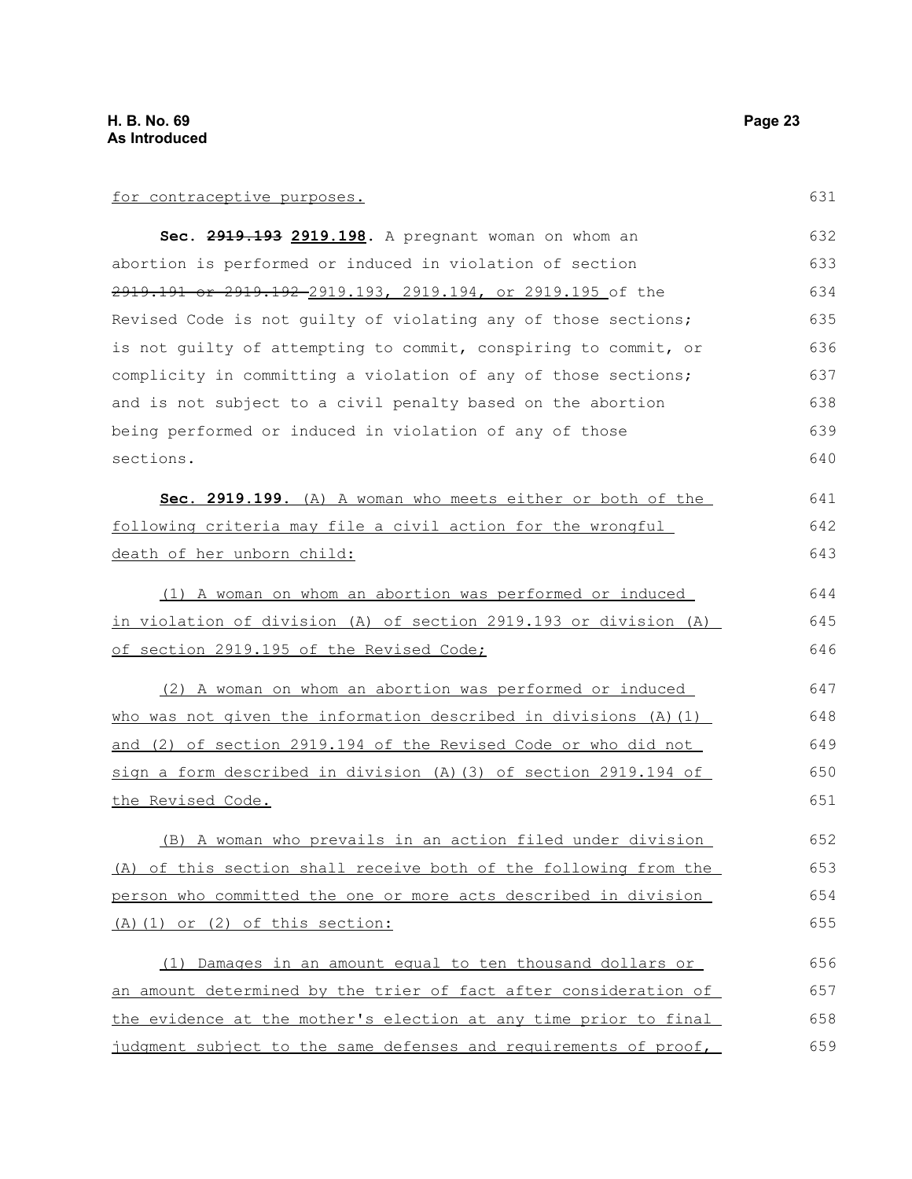for contraceptive purposes.

**Sec. ~~2919.193~~ 2919.198.** A pregnant woman on whom an abortion is performed or induced in violation of section ~~2919.191 or 2919.192~~ 2919.193, 2919.194, or 2919.195 of the Revised Code is not guilty of violating any of those sections; is not guilty of attempting to commit, conspiring to commit, or complicity in committing a violation of any of those sections; and is not subject to a civil penalty based on the abortion being performed or induced in violation of any of those sections.

**Sec. 2919.199.** (A) A woman who meets either or both of the following criteria may file a civil action for the wrongful death of her unborn child:

(1) A woman on whom an abortion was performed or induced in violation of division (A) of section 2919.193 or division (A) of section 2919.195 of the Revised Code;

(2) A woman on whom an abortion was performed or induced who was not given the information described in divisions (A)(1) and (2) of section 2919.194 of the Revised Code or who did not sign a form described in division (A)(3) of section 2919.194 of the Revised Code.

(B) A woman who prevails in an action filed under division (A) of this section shall receive both of the following from the person who committed the one or more acts described in division (A)(1) or (2) of this section:

(1) Damages in an amount equal to ten thousand dollars or an amount determined by the trier of fact after consideration of the evidence at the mother's election at any time prior to final judgment subject to the same defenses and requirements of proof,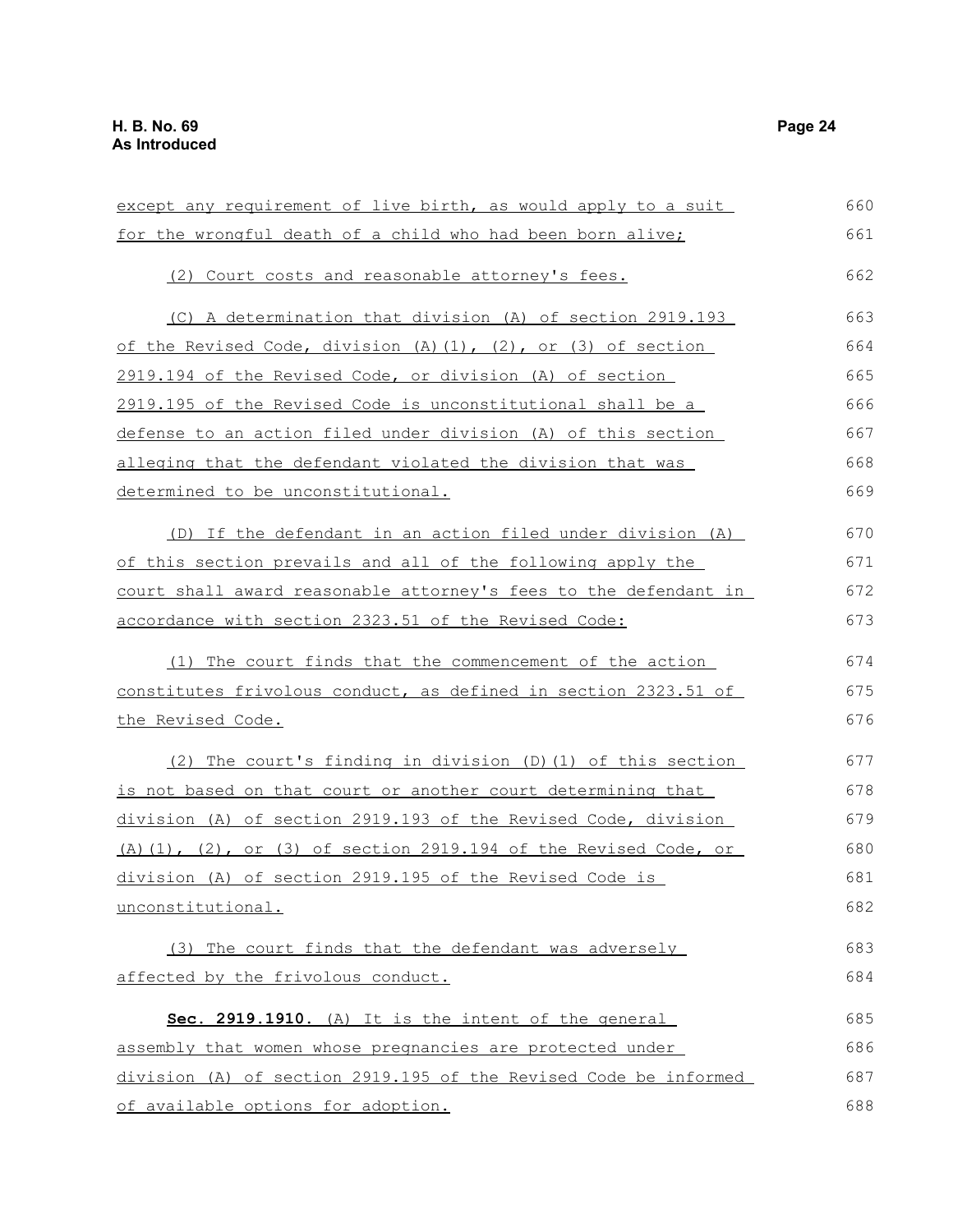except any requirement of live birth, as would apply to a suit for the wrongful death of a child who had been born alive;

(2) Court costs and reasonable attorney's fees.

(C) A determination that division (A) of section 2919.193 of the Revised Code, division (A)(1), (2), or (3) of section 2919.194 of the Revised Code, or division (A) of section 2919.195 of the Revised Code is unconstitutional shall be a defense to an action filed under division (A) of this section alleging that the defendant violated the division that was determined to be unconstitutional.

(D) If the defendant in an action filed under division (A) of this section prevails and all of the following apply the court shall award reasonable attorney's fees to the defendant in accordance with section 2323.51 of the Revised Code:

(1) The court finds that the commencement of the action constitutes frivolous conduct, as defined in section 2323.51 of the Revised Code.

(2) The court's finding in division (D)(1) of this section is not based on that court or another court determining that division (A) of section 2919.193 of the Revised Code, division (A)(1), (2), or (3) of section 2919.194 of the Revised Code, or division (A) of section 2919.195 of the Revised Code is unconstitutional.

(3) The court finds that the defendant was adversely affected by the frivolous conduct.

**Sec. 2919.1910.** (A) It is the intent of the general assembly that women whose pregnancies are protected under division (A) of section 2919.195 of the Revised Code be informed of available options for adoption.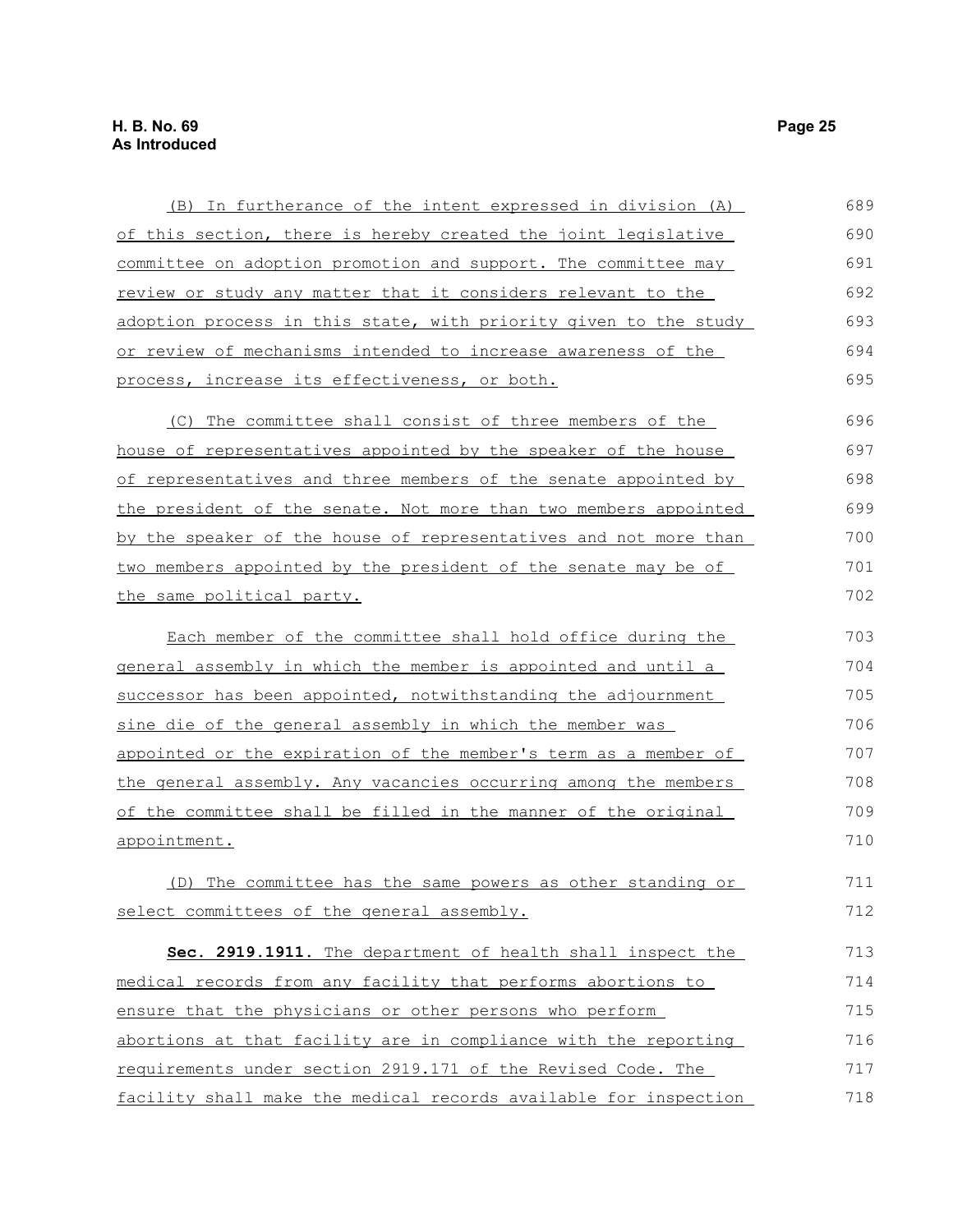(B) In furtherance of the intent expressed in division (A) of this section, there is hereby created the joint legislative committee on adoption promotion and support. The committee may review or study any matter that it considers relevant to the adoption process in this state, with priority given to the study or review of mechanisms intended to increase awareness of the process, increase its effectiveness, or both.

(C) The committee shall consist of three members of the house of representatives appointed by the speaker of the house of representatives and three members of the senate appointed by the president of the senate. Not more than two members appointed by the speaker of the house of representatives and not more than two members appointed by the president of the senate may be of the same political party.

Each member of the committee shall hold office during the general assembly in which the member is appointed and until a successor has been appointed, notwithstanding the adjournment sine die of the general assembly in which the member was appointed or the expiration of the member's term as a member of the general assembly. Any vacancies occurring among the members of the committee shall be filled in the manner of the original appointment.

(D) The committee has the same powers as other standing or select committees of the general assembly.

**Sec. 2919.1911.** The department of health shall inspect the medical records from any facility that performs abortions to ensure that the physicians or other persons who perform abortions at that facility are in compliance with the reporting requirements under section 2919.171 of the Revised Code. The facility shall make the medical records available for inspection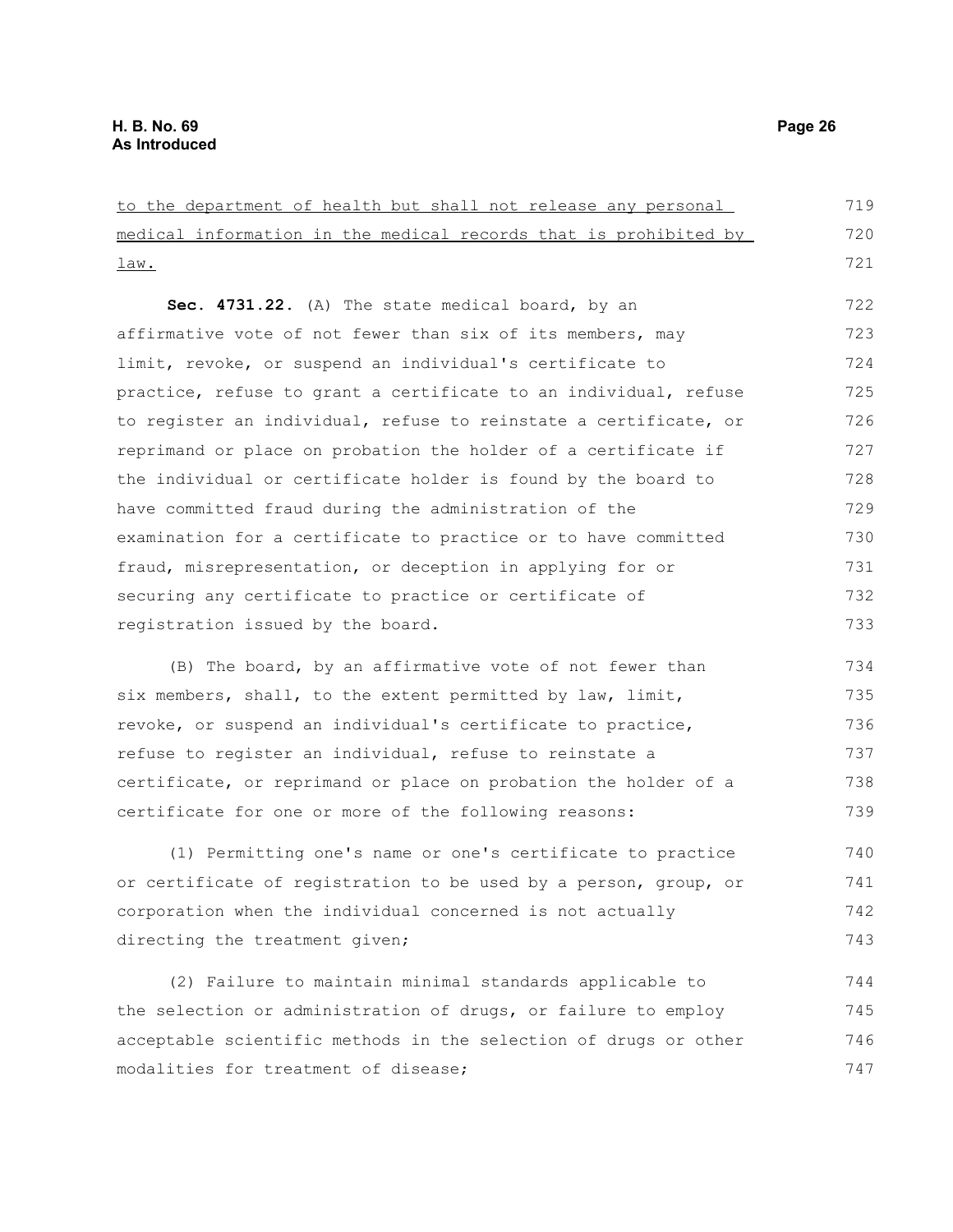to the department of health but shall not release any personal medical information in the medical records that is prohibited by law.

**Sec. 4731.22.** (A) The state medical board, by an affirmative vote of not fewer than six of its members, may limit, revoke, or suspend an individual's certificate to practice, refuse to grant a certificate to an individual, refuse to register an individual, refuse to reinstate a certificate, or reprimand or place on probation the holder of a certificate if the individual or certificate holder is found by the board to have committed fraud during the administration of the examination for a certificate to practice or to have committed fraud, misrepresentation, or deception in applying for or securing any certificate to practice or certificate of registration issued by the board.

(B) The board, by an affirmative vote of not fewer than six members, shall, to the extent permitted by law, limit, revoke, or suspend an individual's certificate to practice, refuse to register an individual, refuse to reinstate a certificate, or reprimand or place on probation the holder of a certificate for one or more of the following reasons:

(1) Permitting one's name or one's certificate to practice or certificate of registration to be used by a person, group, or corporation when the individual concerned is not actually directing the treatment given;

(2) Failure to maintain minimal standards applicable to the selection or administration of drugs, or failure to employ acceptable scientific methods in the selection of drugs or other modalities for treatment of disease;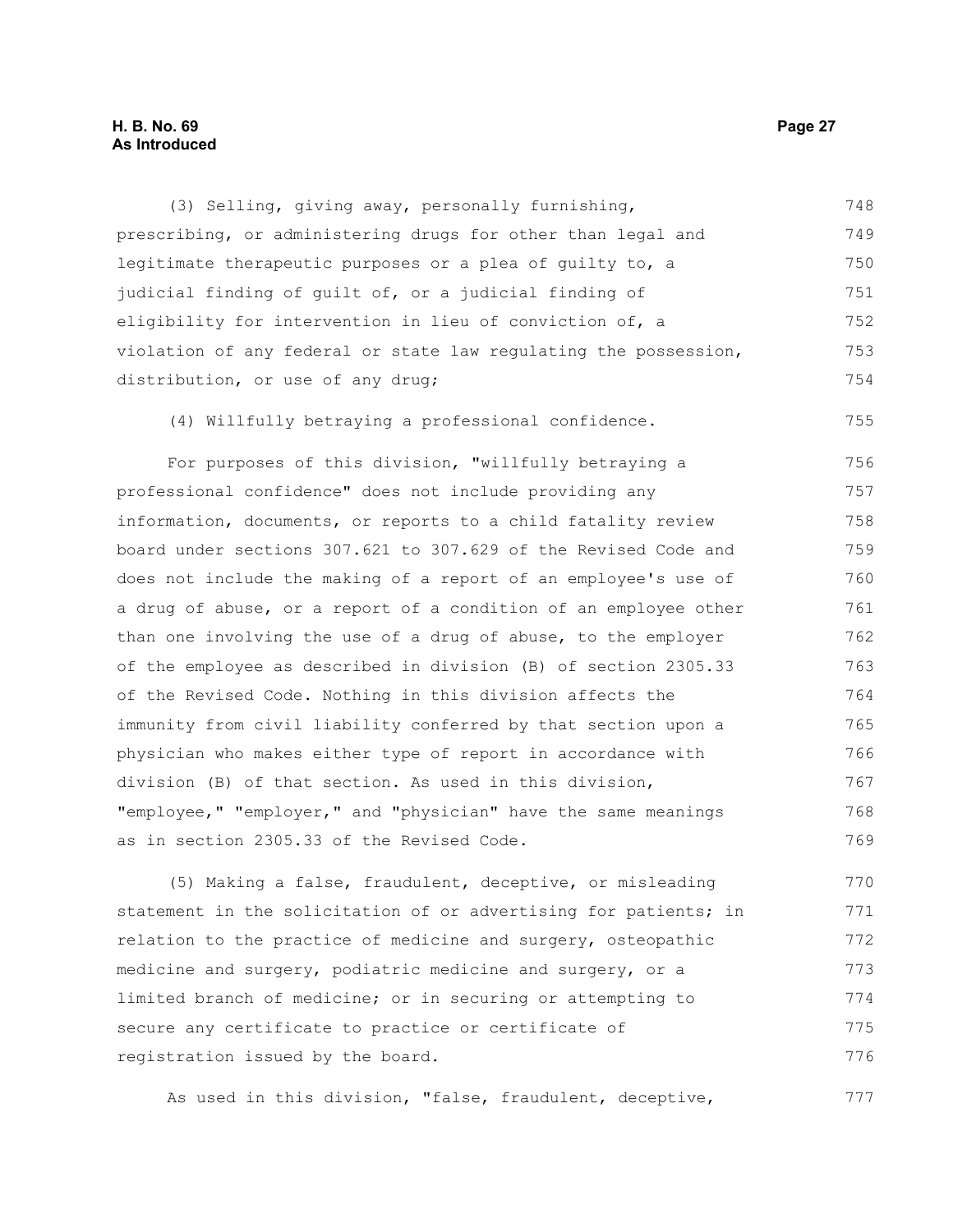(3) Selling, giving away, personally furnishing, prescribing, or administering drugs for other than legal and legitimate therapeutic purposes or a plea of guilty to, a judicial finding of guilt of, or a judicial finding of eligibility for intervention in lieu of conviction of, a violation of any federal or state law regulating the possession, distribution, or use of any drug;

(4) Willfully betraying a professional confidence.

For purposes of this division, "willfully betraying a professional confidence" does not include providing any information, documents, or reports to a child fatality review board under sections 307.621 to 307.629 of the Revised Code and does not include the making of a report of an employee's use of a drug of abuse, or a report of a condition of an employee other than one involving the use of a drug of abuse, to the employer of the employee as described in division (B) of section 2305.33 of the Revised Code. Nothing in this division affects the immunity from civil liability conferred by that section upon a physician who makes either type of report in accordance with division (B) of that section. As used in this division, "employee," "employer," and "physician" have the same meanings as in section 2305.33 of the Revised Code.

(5) Making a false, fraudulent, deceptive, or misleading statement in the solicitation of or advertising for patients; in relation to the practice of medicine and surgery, osteopathic medicine and surgery, podiatric medicine and surgery, or a limited branch of medicine; or in securing or attempting to secure any certificate to practice or certificate of registration issued by the board.

As used in this division, "false, fraudulent, deceptive,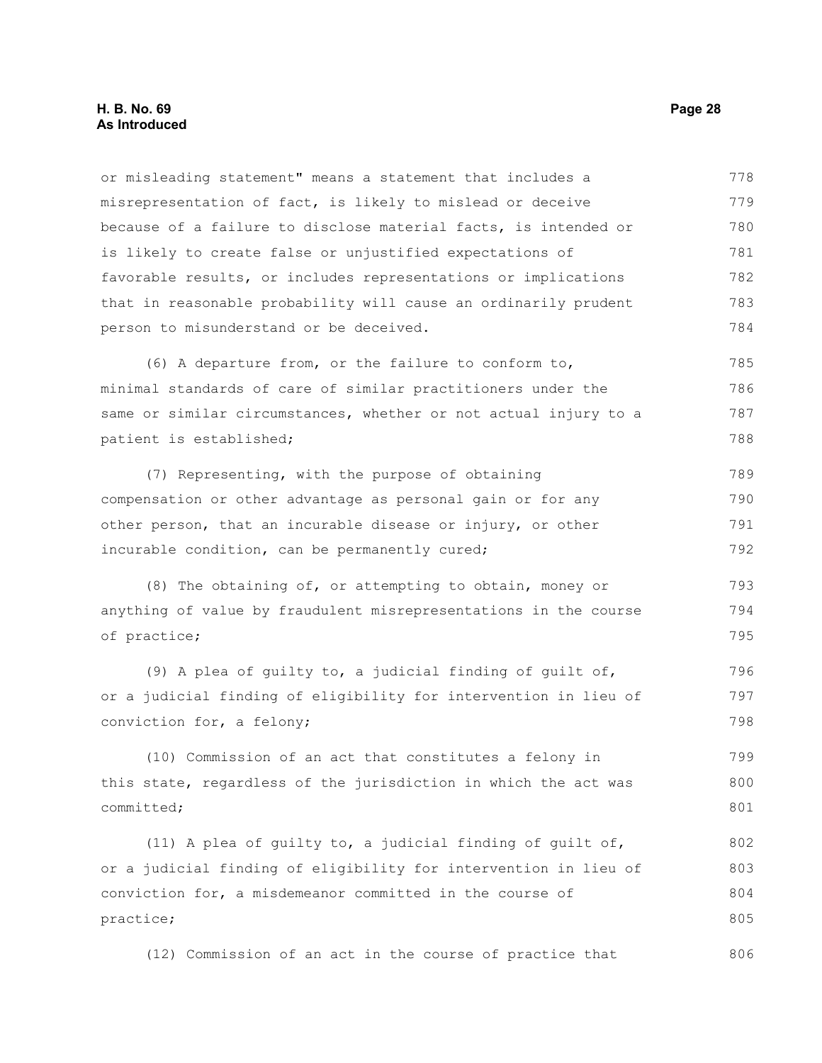or misleading statement" means a statement that includes a misrepresentation of fact, is likely to mislead or deceive because of a failure to disclose material facts, is intended or is likely to create false or unjustified expectations of favorable results, or includes representations or implications that in reasonable probability will cause an ordinarily prudent person to misunderstand or be deceived.

(6) A departure from, or the failure to conform to, minimal standards of care of similar practitioners under the same or similar circumstances, whether or not actual injury to a patient is established;

(7) Representing, with the purpose of obtaining compensation or other advantage as personal gain or for any other person, that an incurable disease or injury, or other incurable condition, can be permanently cured;

(8) The obtaining of, or attempting to obtain, money or anything of value by fraudulent misrepresentations in the course of practice;

(9) A plea of guilty to, a judicial finding of guilt of, or a judicial finding of eligibility for intervention in lieu of conviction for, a felony;

(10) Commission of an act that constitutes a felony in this state, regardless of the jurisdiction in which the act was committed;

(11) A plea of guilty to, a judicial finding of guilt of, or a judicial finding of eligibility for intervention in lieu of conviction for, a misdemeanor committed in the course of practice;

(12) Commission of an act in the course of practice that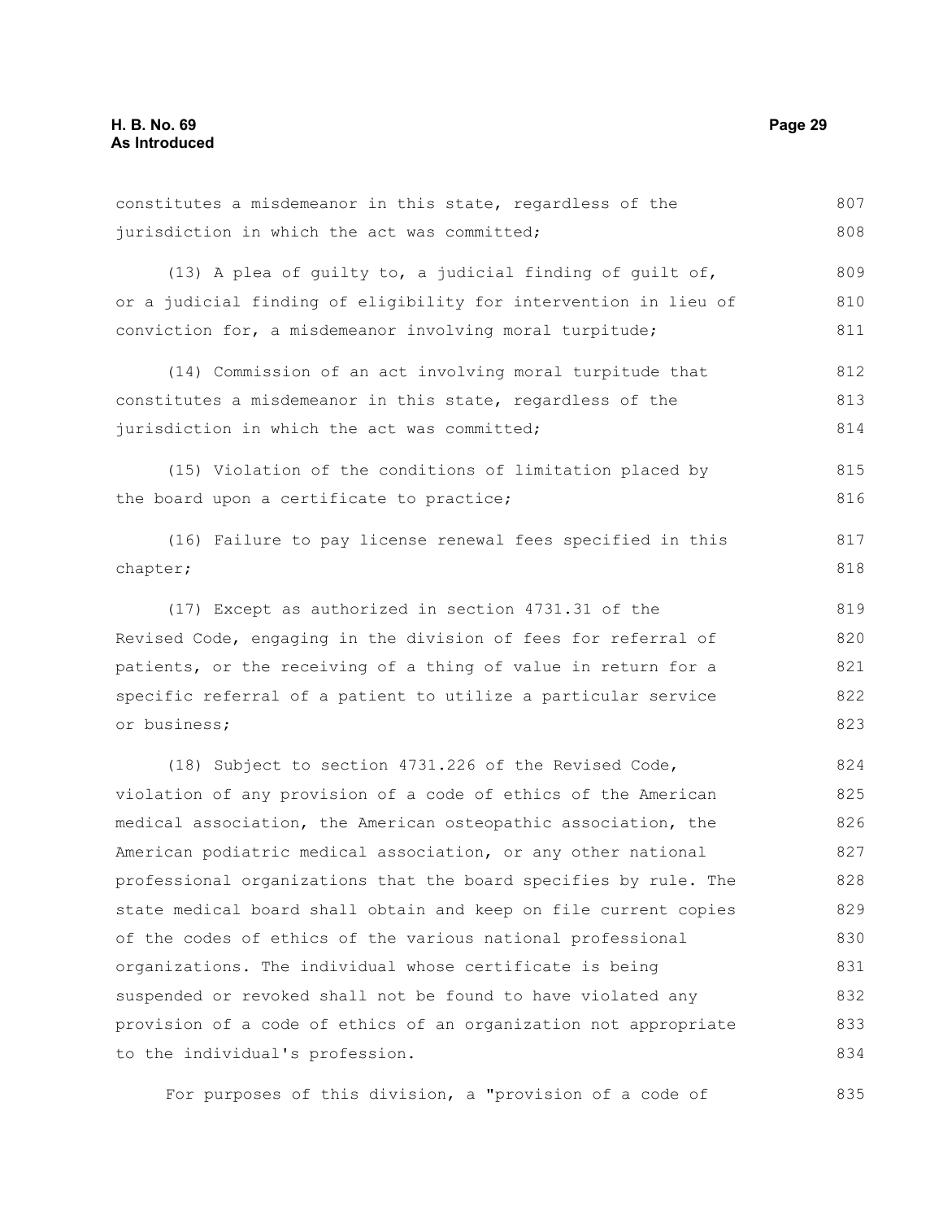constitutes a misdemeanor in this state, regardless of the jurisdiction in which the act was committed;

(13) A plea of guilty to, a judicial finding of guilt of, or a judicial finding of eligibility for intervention in lieu of conviction for, a misdemeanor involving moral turpitude;

(14) Commission of an act involving moral turpitude that constitutes a misdemeanor in this state, regardless of the jurisdiction in which the act was committed;

(15) Violation of the conditions of limitation placed by the board upon a certificate to practice;

(16) Failure to pay license renewal fees specified in this chapter;

(17) Except as authorized in section 4731.31 of the Revised Code, engaging in the division of fees for referral of patients, or the receiving of a thing of value in return for a specific referral of a patient to utilize a particular service or business;

(18) Subject to section 4731.226 of the Revised Code, violation of any provision of a code of ethics of the American medical association, the American osteopathic association, the American podiatric medical association, or any other national professional organizations that the board specifies by rule. The state medical board shall obtain and keep on file current copies of the codes of ethics of the various national professional organizations. The individual whose certificate is being suspended or revoked shall not be found to have violated any provision of a code of ethics of an organization not appropriate to the individual's profession.

For purposes of this division, a "provision of a code of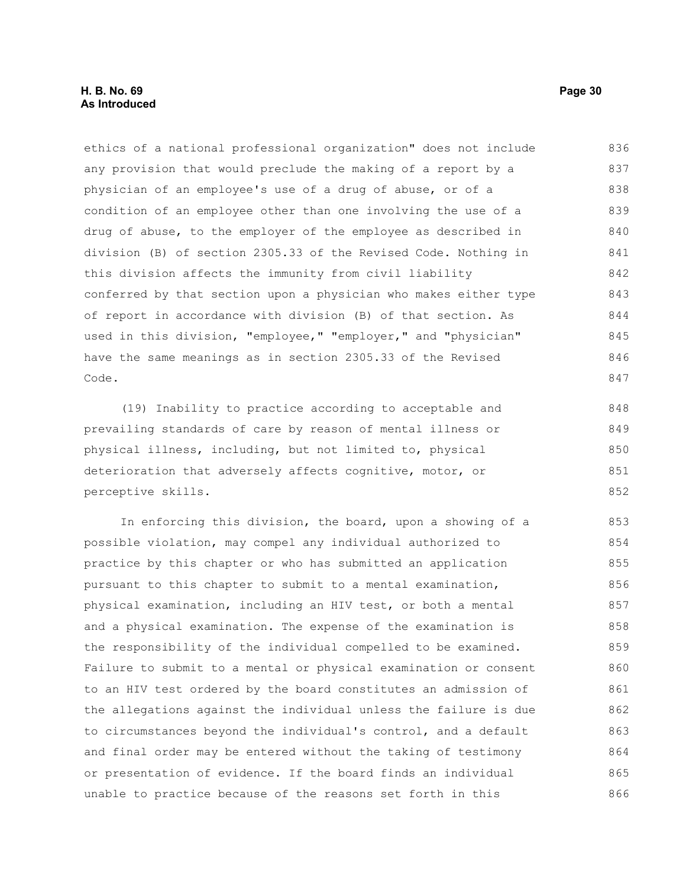ethics of a national professional organization" does not include any provision that would preclude the making of a report by a physician of an employee's use of a drug of abuse, or of a condition of an employee other than one involving the use of a drug of abuse, to the employer of the employee as described in division (B) of section 2305.33 of the Revised Code. Nothing in this division affects the immunity from civil liability conferred by that section upon a physician who makes either type of report in accordance with division (B) of that section. As used in this division, "employee," "employer," and "physician" have the same meanings as in section 2305.33 of the Revised Code.

(19) Inability to practice according to acceptable and prevailing standards of care by reason of mental illness or physical illness, including, but not limited to, physical deterioration that adversely affects cognitive, motor, or perceptive skills.

In enforcing this division, the board, upon a showing of a possible violation, may compel any individual authorized to practice by this chapter or who has submitted an application pursuant to this chapter to submit to a mental examination, physical examination, including an HIV test, or both a mental and a physical examination. The expense of the examination is the responsibility of the individual compelled to be examined. Failure to submit to a mental or physical examination or consent to an HIV test ordered by the board constitutes an admission of the allegations against the individual unless the failure is due to circumstances beyond the individual's control, and a default and final order may be entered without the taking of testimony or presentation of evidence. If the board finds an individual unable to practice because of the reasons set forth in this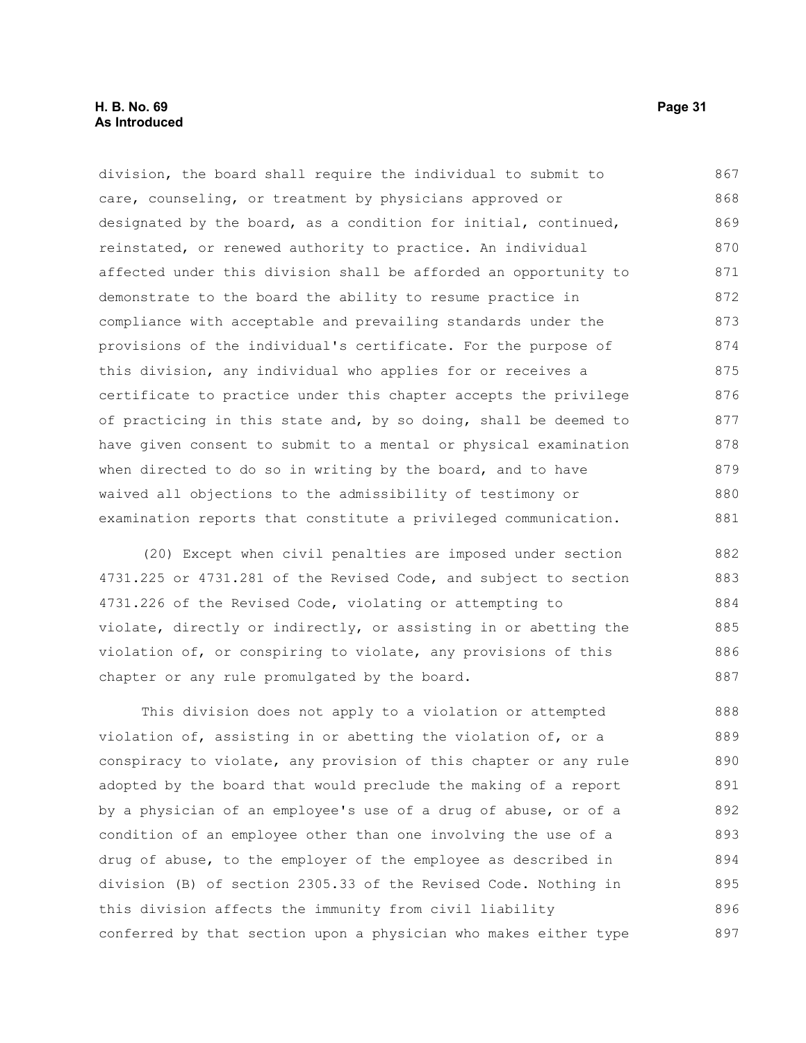division, the board shall require the individual to submit to care, counseling, or treatment by physicians approved or designated by the board, as a condition for initial, continued, reinstated, or renewed authority to practice. An individual affected under this division shall be afforded an opportunity to demonstrate to the board the ability to resume practice in compliance with acceptable and prevailing standards under the provisions of the individual's certificate. For the purpose of this division, any individual who applies for or receives a certificate to practice under this chapter accepts the privilege of practicing in this state and, by so doing, shall be deemed to have given consent to submit to a mental or physical examination when directed to do so in writing by the board, and to have waived all objections to the admissibility of testimony or examination reports that constitute a privileged communication.

(20) Except when civil penalties are imposed under section 4731.225 or 4731.281 of the Revised Code, and subject to section 4731.226 of the Revised Code, violating or attempting to violate, directly or indirectly, or assisting in or abetting the violation of, or conspiring to violate, any provisions of this chapter or any rule promulgated by the board.

This division does not apply to a violation or attempted violation of, assisting in or abetting the violation of, or a conspiracy to violate, any provision of this chapter or any rule adopted by the board that would preclude the making of a report by a physician of an employee's use of a drug of abuse, or of a condition of an employee other than one involving the use of a drug of abuse, to the employer of the employee as described in division (B) of section 2305.33 of the Revised Code. Nothing in this division affects the immunity from civil liability conferred by that section upon a physician who makes either type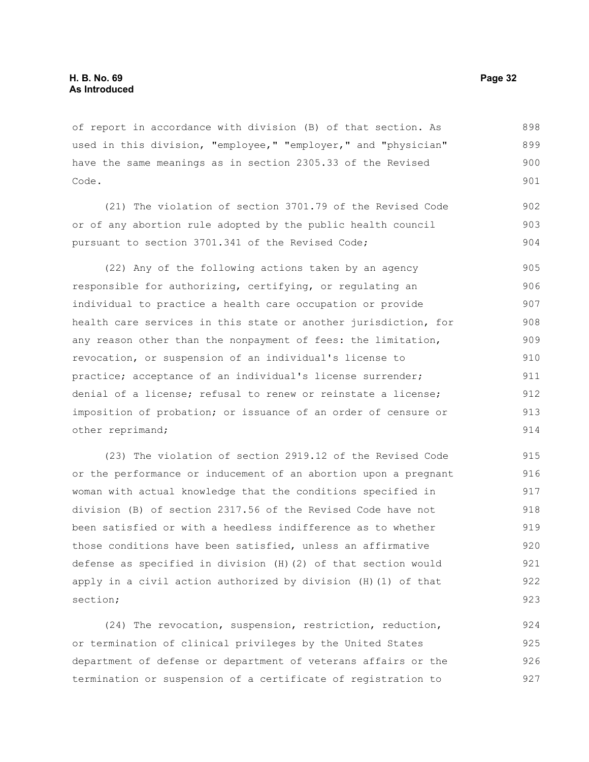of report in accordance with division (B) of that section. As used in this division, "employee," "employer," and "physician" have the same meanings as in section 2305.33 of the Revised Code.

(21) The violation of section 3701.79 of the Revised Code or of any abortion rule adopted by the public health council pursuant to section 3701.341 of the Revised Code;

(22) Any of the following actions taken by an agency responsible for authorizing, certifying, or regulating an individual to practice a health care occupation or provide health care services in this state or another jurisdiction, for any reason other than the nonpayment of fees: the limitation, revocation, or suspension of an individual's license to practice; acceptance of an individual's license surrender; denial of a license; refusal to renew or reinstate a license; imposition of probation; or issuance of an order of censure or other reprimand;

(23) The violation of section 2919.12 of the Revised Code or the performance or inducement of an abortion upon a pregnant woman with actual knowledge that the conditions specified in division (B) of section 2317.56 of the Revised Code have not been satisfied or with a heedless indifference as to whether those conditions have been satisfied, unless an affirmative defense as specified in division (H)(2) of that section would apply in a civil action authorized by division (H)(1) of that section;

(24) The revocation, suspension, restriction, reduction, or termination of clinical privileges by the United States department of defense or department of veterans affairs or the termination or suspension of a certificate of registration to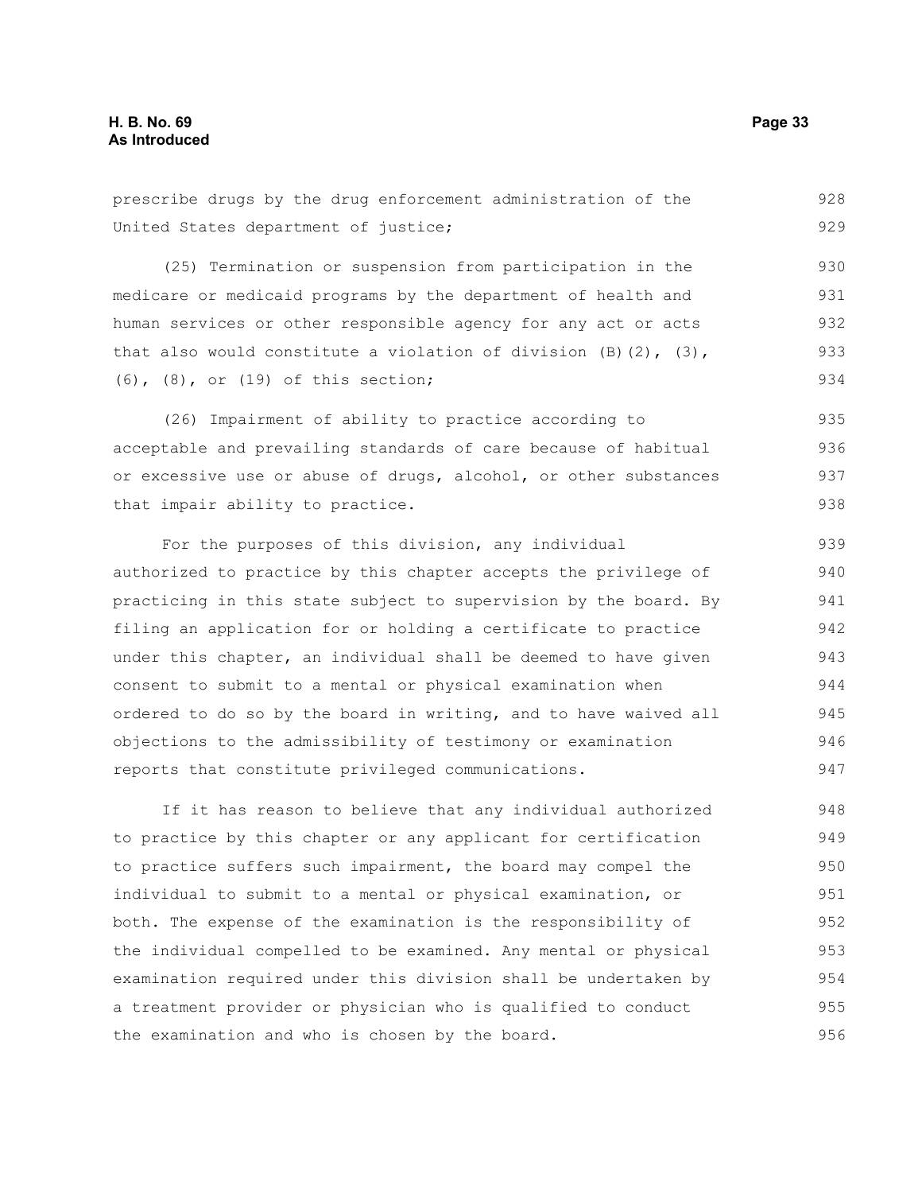prescribe drugs by the drug enforcement administration of the United States department of justice;

(25) Termination or suspension from participation in the medicare or medicaid programs by the department of health and human services or other responsible agency for any act or acts that also would constitute a violation of division (B)(2), (3), (6), (8), or (19) of this section;

(26) Impairment of ability to practice according to acceptable and prevailing standards of care because of habitual or excessive use or abuse of drugs, alcohol, or other substances that impair ability to practice.

For the purposes of this division, any individual authorized to practice by this chapter accepts the privilege of practicing in this state subject to supervision by the board. By filing an application for or holding a certificate to practice under this chapter, an individual shall be deemed to have given consent to submit to a mental or physical examination when ordered to do so by the board in writing, and to have waived all objections to the admissibility of testimony or examination reports that constitute privileged communications.

If it has reason to believe that any individual authorized to practice by this chapter or any applicant for certification to practice suffers such impairment, the board may compel the individual to submit to a mental or physical examination, or both. The expense of the examination is the responsibility of the individual compelled to be examined. Any mental or physical examination required under this division shall be undertaken by a treatment provider or physician who is qualified to conduct the examination and who is chosen by the board.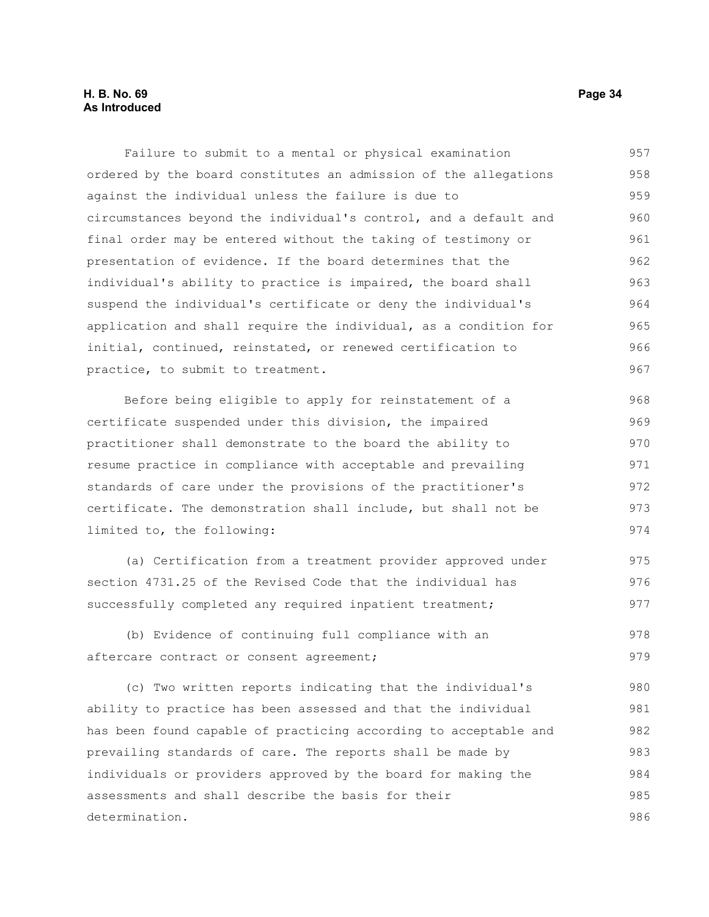Failure to submit to a mental or physical examination ordered by the board constitutes an admission of the allegations against the individual unless the failure is due to circumstances beyond the individual's control, and a default and final order may be entered without the taking of testimony or presentation of evidence. If the board determines that the individual's ability to practice is impaired, the board shall suspend the individual's certificate or deny the individual's application and shall require the individual, as a condition for initial, continued, reinstated, or renewed certification to practice, to submit to treatment.

Before being eligible to apply for reinstatement of a certificate suspended under this division, the impaired practitioner shall demonstrate to the board the ability to resume practice in compliance with acceptable and prevailing standards of care under the provisions of the practitioner's certificate. The demonstration shall include, but shall not be limited to, the following:

(a) Certification from a treatment provider approved under section 4731.25 of the Revised Code that the individual has successfully completed any required inpatient treatment;

(b) Evidence of continuing full compliance with an aftercare contract or consent agreement;

(c) Two written reports indicating that the individual's ability to practice has been assessed and that the individual has been found capable of practicing according to acceptable and prevailing standards of care. The reports shall be made by individuals or providers approved by the board for making the assessments and shall describe the basis for their determination.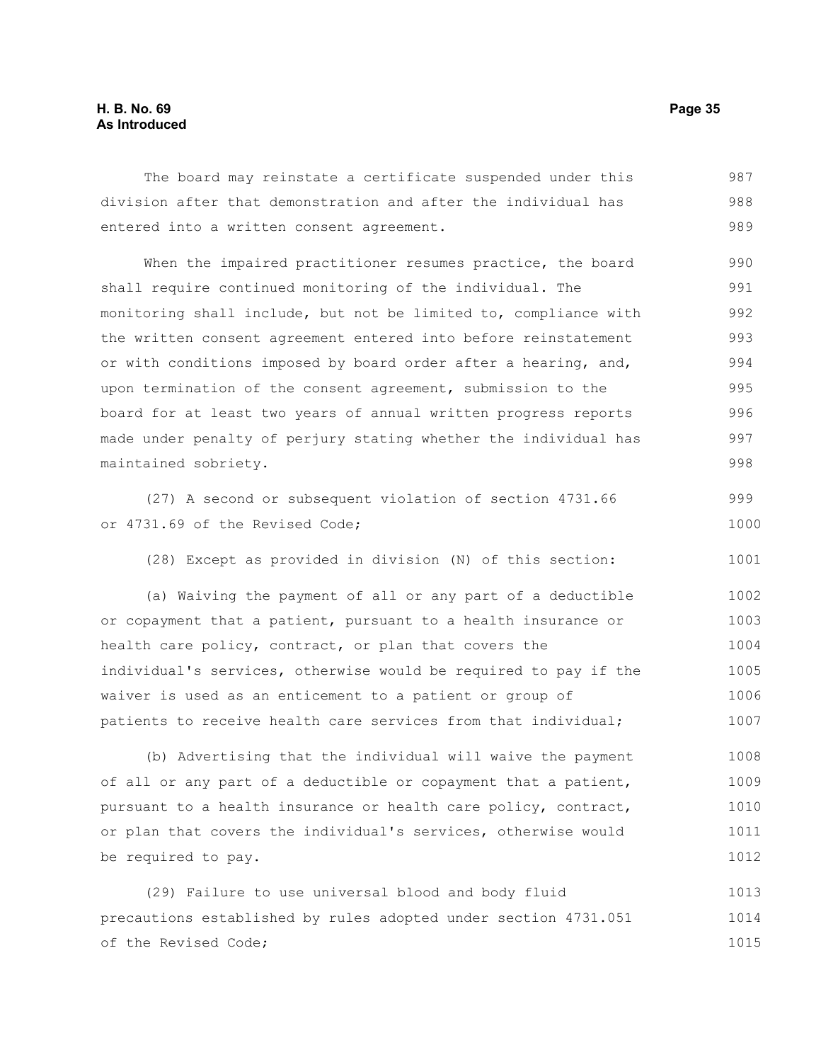The board may reinstate a certificate suspended under this division after that demonstration and after the individual has entered into a written consent agreement.

When the impaired practitioner resumes practice, the board shall require continued monitoring of the individual. The monitoring shall include, but not be limited to, compliance with the written consent agreement entered into before reinstatement or with conditions imposed by board order after a hearing, and, upon termination of the consent agreement, submission to the board for at least two years of annual written progress reports made under penalty of perjury stating whether the individual has maintained sobriety.

(27) A second or subsequent violation of section 4731.66 or 4731.69 of the Revised Code;

(28) Except as provided in division (N) of this section:

(a) Waiving the payment of all or any part of a deductible or copayment that a patient, pursuant to a health insurance or health care policy, contract, or plan that covers the individual's services, otherwise would be required to pay if the waiver is used as an enticement to a patient or group of patients to receive health care services from that individual;

(b) Advertising that the individual will waive the payment of all or any part of a deductible or copayment that a patient, pursuant to a health insurance or health care policy, contract, or plan that covers the individual's services, otherwise would be required to pay.

(29) Failure to use universal blood and body fluid precautions established by rules adopted under section 4731.051 of the Revised Code;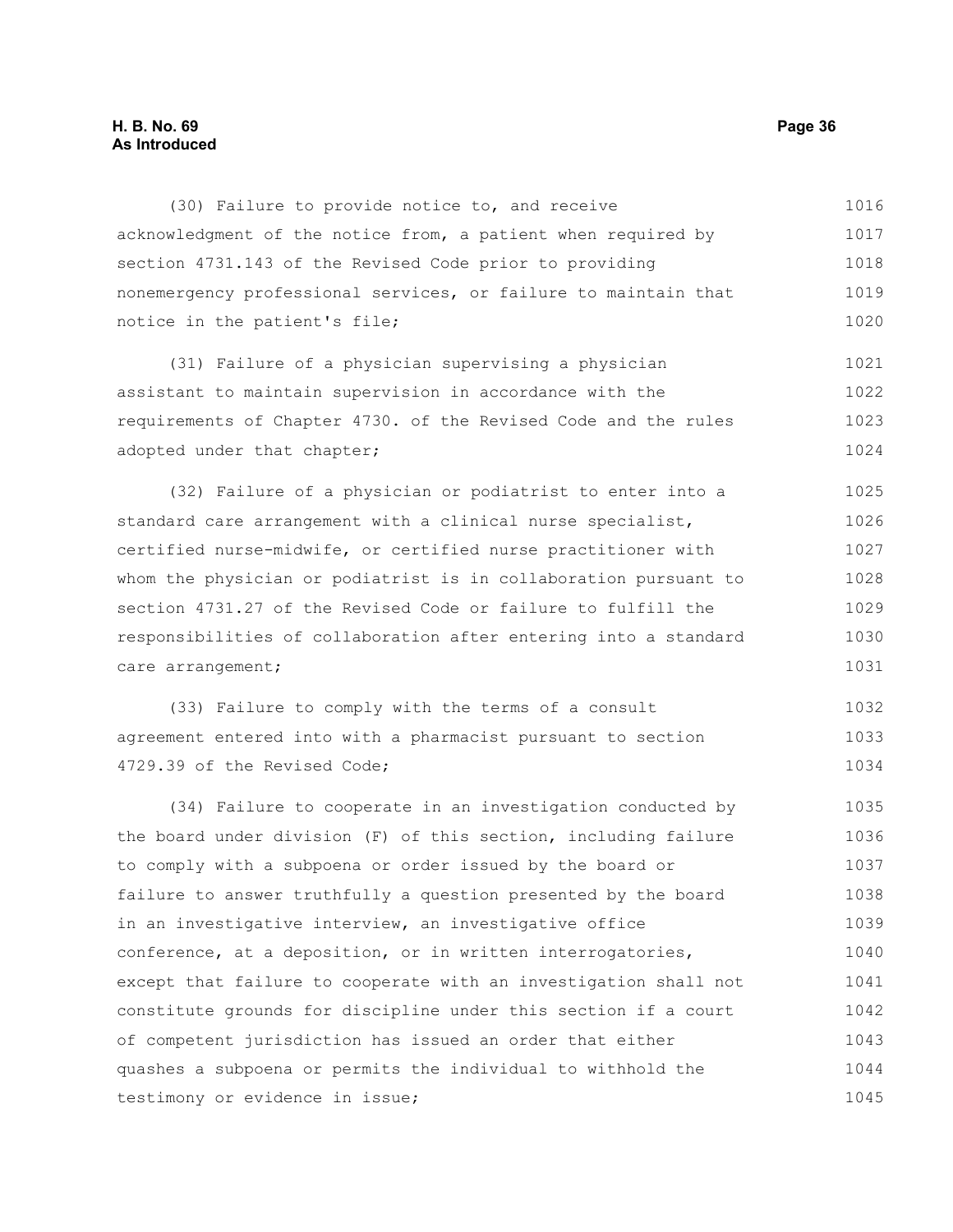(30) Failure to provide notice to, and receive acknowledgment of the notice from, a patient when required by section 4731.143 of the Revised Code prior to providing nonemergency professional services, or failure to maintain that notice in the patient's file;

(31) Failure of a physician supervising a physician assistant to maintain supervision in accordance with the requirements of Chapter 4730. of the Revised Code and the rules adopted under that chapter;

(32) Failure of a physician or podiatrist to enter into a standard care arrangement with a clinical nurse specialist, certified nurse-midwife, or certified nurse practitioner with whom the physician or podiatrist is in collaboration pursuant to section 4731.27 of the Revised Code or failure to fulfill the responsibilities of collaboration after entering into a standard care arrangement;

(33) Failure to comply with the terms of a consult agreement entered into with a pharmacist pursuant to section 4729.39 of the Revised Code;

(34) Failure to cooperate in an investigation conducted by the board under division (F) of this section, including failure to comply with a subpoena or order issued by the board or failure to answer truthfully a question presented by the board in an investigative interview, an investigative office conference, at a deposition, or in written interrogatories, except that failure to cooperate with an investigation shall not constitute grounds for discipline under this section if a court of competent jurisdiction has issued an order that either quashes a subpoena or permits the individual to withhold the testimony or evidence in issue;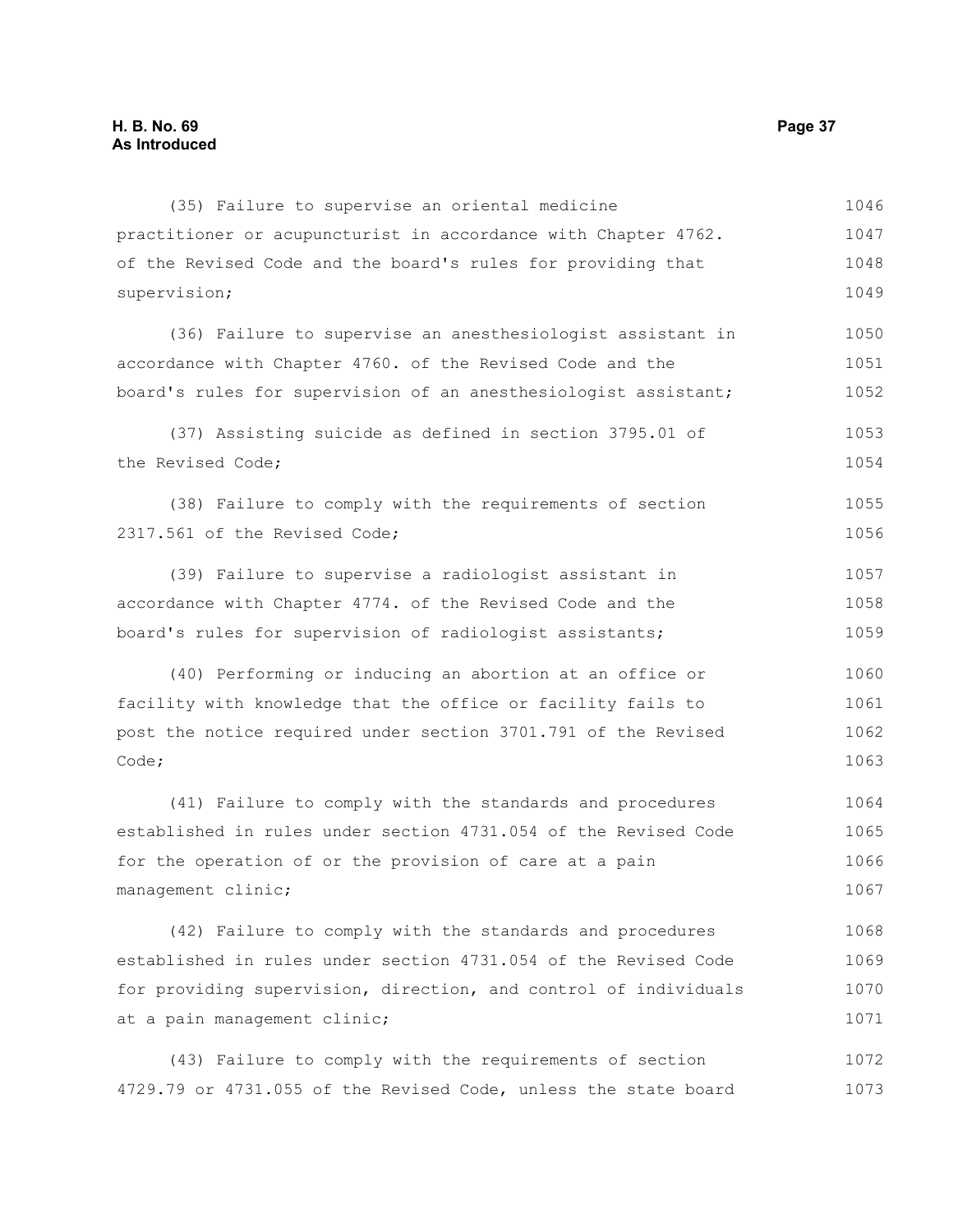(35) Failure to supervise an oriental medicine practitioner or acupuncturist in accordance with Chapter 4762. of the Revised Code and the board's rules for providing that supervision;

(36) Failure to supervise an anesthesiologist assistant in accordance with Chapter 4760. of the Revised Code and the board's rules for supervision of an anesthesiologist assistant;

(37) Assisting suicide as defined in section 3795.01 of the Revised Code;

(38) Failure to comply with the requirements of section 2317.561 of the Revised Code;

(39) Failure to supervise a radiologist assistant in accordance with Chapter 4774. of the Revised Code and the board's rules for supervision of radiologist assistants;

(40) Performing or inducing an abortion at an office or facility with knowledge that the office or facility fails to post the notice required under section 3701.791 of the Revised Code;

(41) Failure to comply with the standards and procedures established in rules under section 4731.054 of the Revised Code for the operation of or the provision of care at a pain management clinic;

(42) Failure to comply with the standards and procedures established in rules under section 4731.054 of the Revised Code for providing supervision, direction, and control of individuals at a pain management clinic;

(43) Failure to comply with the requirements of section 4729.79 or 4731.055 of the Revised Code, unless the state board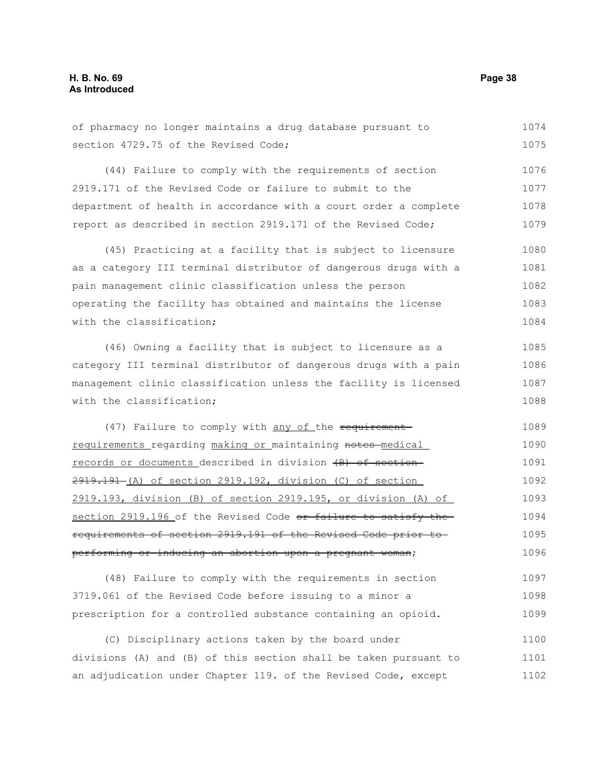of pharmacy no longer maintains a drug database pursuant to section 4729.75 of the Revised Code;

(44) Failure to comply with the requirements of section 2919.171 of the Revised Code or failure to submit to the department of health in accordance with a court order a complete report as described in section 2919.171 of the Revised Code;

(45) Practicing at a facility that is subject to licensure as a category III terminal distributor of dangerous drugs with a pain management clinic classification unless the person operating the facility has obtained and maintains the license with the classification;

(46) Owning a facility that is subject to licensure as a category III terminal distributor of dangerous drugs with a pain management clinic classification unless the facility is licensed with the classification;

(47) Failure to comply with <u>any of</u> the ~~requirement~~ <u>requirements</u> regarding <u>making or</u> maintaining ~~notes~~ <u>medical records or documents</u> described in division ~~(B) of section 2919.191~~ <u>(A) of section 2919.192, division (C) of section 2919.193, division (B) of section 2919.195, or division (A) of section 2919.196</u> of the Revised Code ~~or failure to satisfy the requirements of section 2919.191 of the Revised Code prior to performing or inducing an abortion upon a pregnant woman~~;

(48) Failure to comply with the requirements in section 3719.061 of the Revised Code before issuing to a minor a prescription for a controlled substance containing an opioid.

(C) Disciplinary actions taken by the board under divisions (A) and (B) of this section shall be taken pursuant to an adjudication under Chapter 119. of the Revised Code, except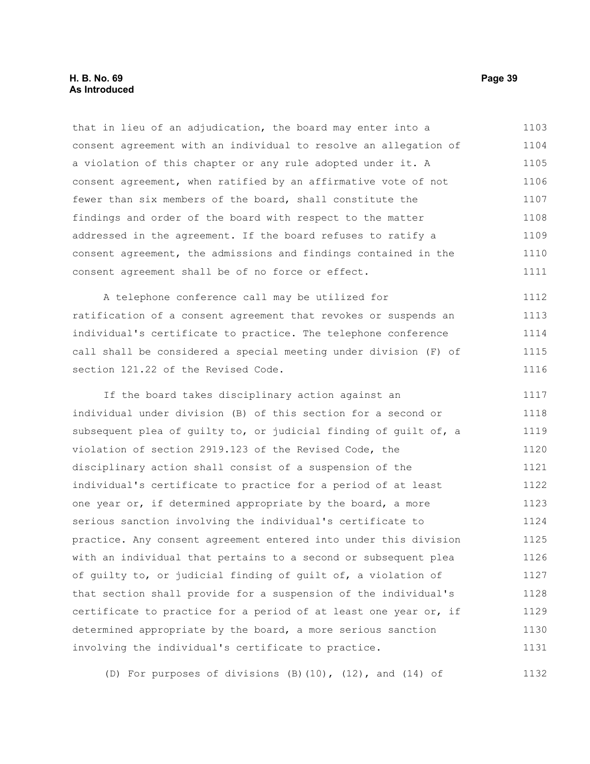that in lieu of an adjudication, the board may enter into a consent agreement with an individual to resolve an allegation of a violation of this chapter or any rule adopted under it. A consent agreement, when ratified by an affirmative vote of not fewer than six members of the board, shall constitute the findings and order of the board with respect to the matter addressed in the agreement. If the board refuses to ratify a consent agreement, the admissions and findings contained in the consent agreement shall be of no force or effect.

A telephone conference call may be utilized for ratification of a consent agreement that revokes or suspends an individual's certificate to practice. The telephone conference call shall be considered a special meeting under division (F) of section 121.22 of the Revised Code.

If the board takes disciplinary action against an individual under division (B) of this section for a second or subsequent plea of guilty to, or judicial finding of guilt of, a violation of section 2919.123 of the Revised Code, the disciplinary action shall consist of a suspension of the individual's certificate to practice for a period of at least one year or, if determined appropriate by the board, a more serious sanction involving the individual's certificate to practice. Any consent agreement entered into under this division with an individual that pertains to a second or subsequent plea of guilty to, or judicial finding of guilt of, a violation of that section shall provide for a suspension of the individual's certificate to practice for a period of at least one year or, if determined appropriate by the board, a more serious sanction involving the individual's certificate to practice.

(D) For purposes of divisions (B)(10), (12), and (14) of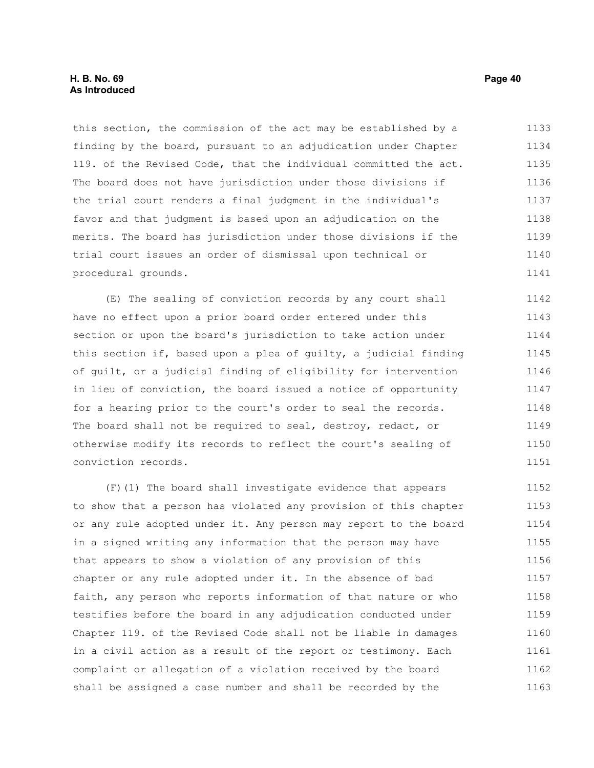this section, the commission of the act may be established by a finding by the board, pursuant to an adjudication under Chapter 119. of the Revised Code, that the individual committed the act. The board does not have jurisdiction under those divisions if the trial court renders a final judgment in the individual's favor and that judgment is based upon an adjudication on the merits. The board has jurisdiction under those divisions if the trial court issues an order of dismissal upon technical or procedural grounds.

(E) The sealing of conviction records by any court shall have no effect upon a prior board order entered under this section or upon the board's jurisdiction to take action under this section if, based upon a plea of guilty, a judicial finding of guilt, or a judicial finding of eligibility for intervention in lieu of conviction, the board issued a notice of opportunity for a hearing prior to the court's order to seal the records. The board shall not be required to seal, destroy, redact, or otherwise modify its records to reflect the court's sealing of conviction records.

(F)(1) The board shall investigate evidence that appears to show that a person has violated any provision of this chapter or any rule adopted under it. Any person may report to the board in a signed writing any information that the person may have that appears to show a violation of any provision of this chapter or any rule adopted under it. In the absence of bad faith, any person who reports information of that nature or who testifies before the board in any adjudication conducted under Chapter 119. of the Revised Code shall not be liable in damages in a civil action as a result of the report or testimony. Each complaint or allegation of a violation received by the board shall be assigned a case number and shall be recorded by the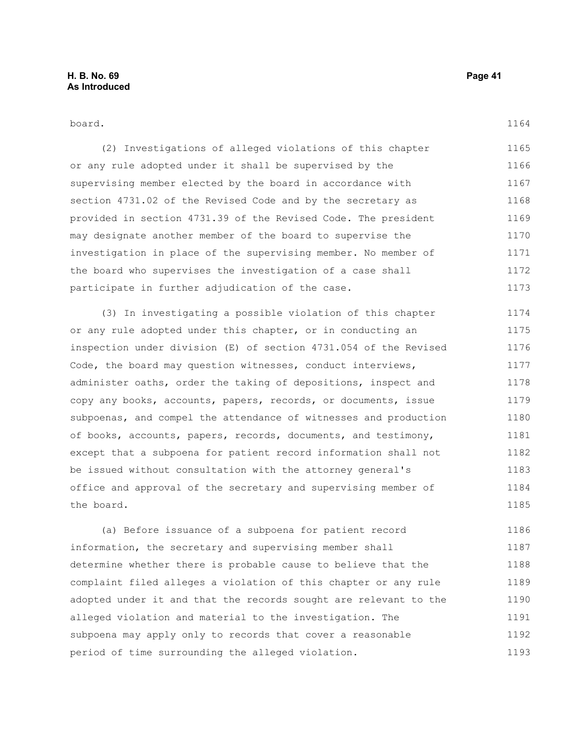board.

(2) Investigations of alleged violations of this chapter or any rule adopted under it shall be supervised by the supervising member elected by the board in accordance with section 4731.02 of the Revised Code and by the secretary as provided in section 4731.39 of the Revised Code. The president may designate another member of the board to supervise the investigation in place of the supervising member. No member of the board who supervises the investigation of a case shall participate in further adjudication of the case.

(3) In investigating a possible violation of this chapter or any rule adopted under this chapter, or in conducting an inspection under division (E) of section 4731.054 of the Revised Code, the board may question witnesses, conduct interviews, administer oaths, order the taking of depositions, inspect and copy any books, accounts, papers, records, or documents, issue subpoenas, and compel the attendance of witnesses and production of books, accounts, papers, records, documents, and testimony, except that a subpoena for patient record information shall not be issued without consultation with the attorney general's office and approval of the secretary and supervising member of the board.

(a) Before issuance of a subpoena for patient record information, the secretary and supervising member shall determine whether there is probable cause to believe that the complaint filed alleges a violation of this chapter or any rule adopted under it and that the records sought are relevant to the alleged violation and material to the investigation. The subpoena may apply only to records that cover a reasonable period of time surrounding the alleged violation.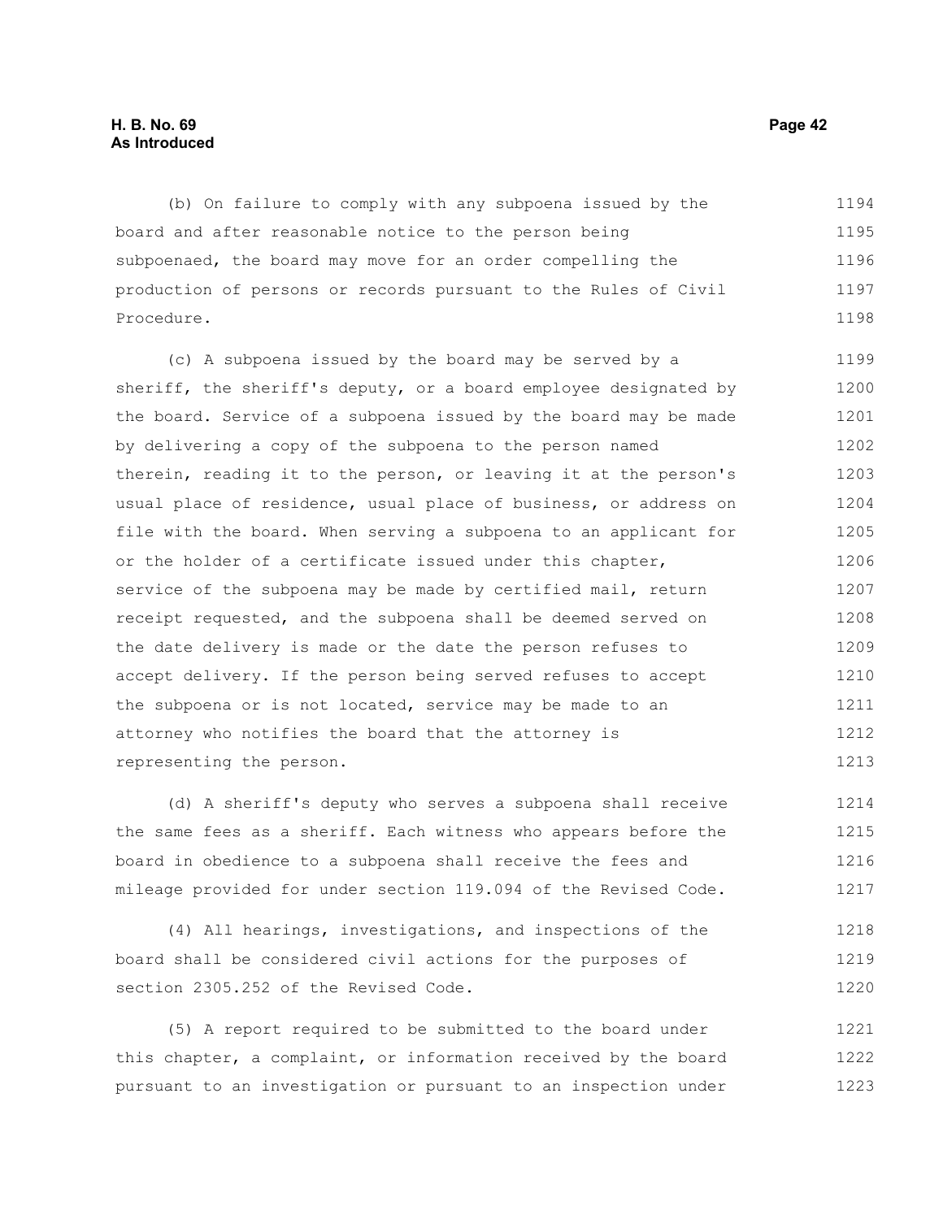(b) On failure to comply with any subpoena issued by the board and after reasonable notice to the person being subpoenaed, the board may move for an order compelling the production of persons or records pursuant to the Rules of Civil Procedure.

(c) A subpoena issued by the board may be served by a sheriff, the sheriff's deputy, or a board employee designated by the board. Service of a subpoena issued by the board may be made by delivering a copy of the subpoena to the person named therein, reading it to the person, or leaving it at the person's usual place of residence, usual place of business, or address on file with the board. When serving a subpoena to an applicant for or the holder of a certificate issued under this chapter, service of the subpoena may be made by certified mail, return receipt requested, and the subpoena shall be deemed served on the date delivery is made or the date the person refuses to accept delivery. If the person being served refuses to accept the subpoena or is not located, service may be made to an attorney who notifies the board that the attorney is representing the person.

(d) A sheriff's deputy who serves a subpoena shall receive the same fees as a sheriff. Each witness who appears before the board in obedience to a subpoena shall receive the fees and mileage provided for under section 119.094 of the Revised Code.

(4) All hearings, investigations, and inspections of the board shall be considered civil actions for the purposes of section 2305.252 of the Revised Code.

(5) A report required to be submitted to the board under this chapter, a complaint, or information received by the board pursuant to an investigation or pursuant to an inspection under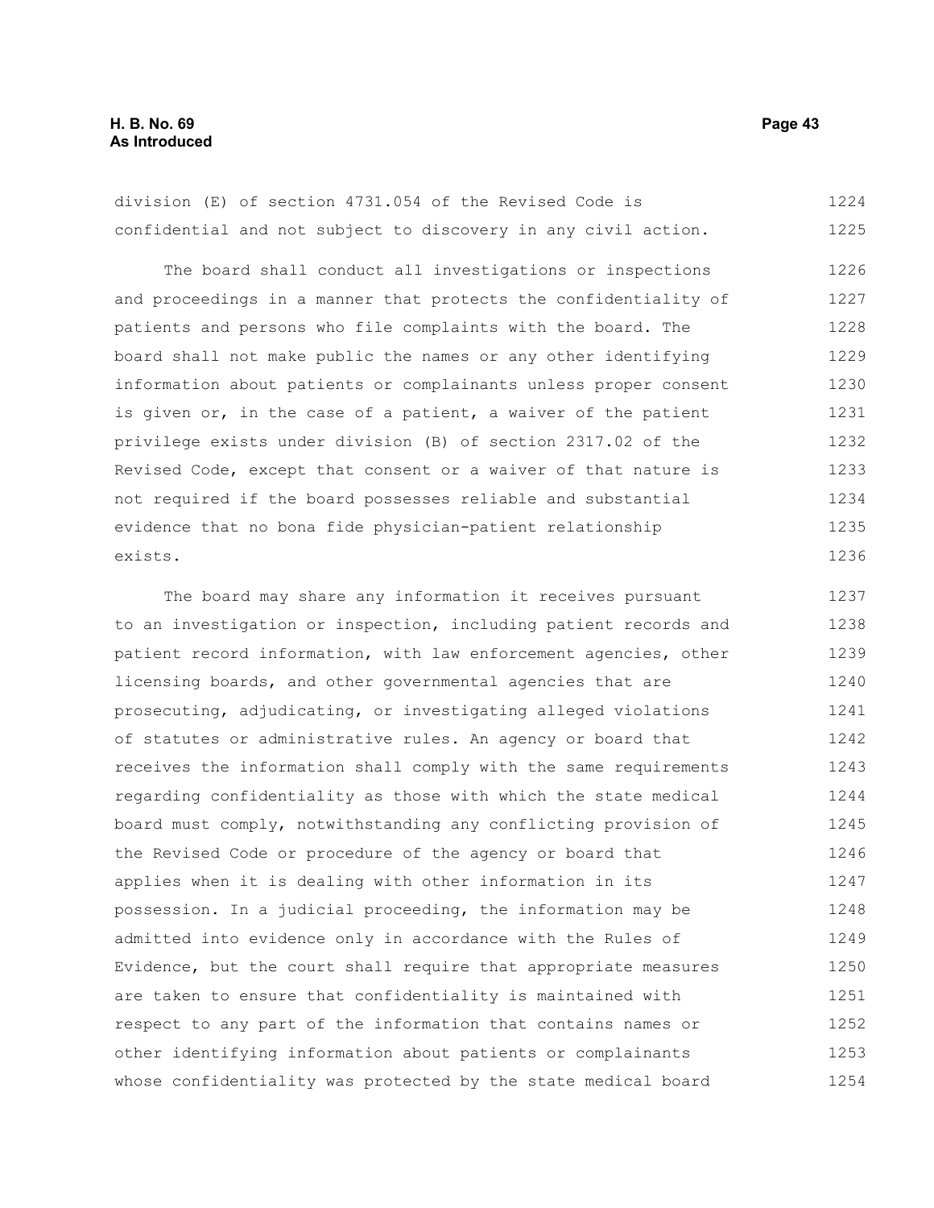division (E) of section 4731.054 of the Revised Code is confidential and not subject to discovery in any civil action.

The board shall conduct all investigations or inspections and proceedings in a manner that protects the confidentiality of patients and persons who file complaints with the board. The board shall not make public the names or any other identifying information about patients or complainants unless proper consent is given or, in the case of a patient, a waiver of the patient privilege exists under division (B) of section 2317.02 of the Revised Code, except that consent or a waiver of that nature is not required if the board possesses reliable and substantial evidence that no bona fide physician-patient relationship exists.

The board may share any information it receives pursuant to an investigation or inspection, including patient records and patient record information, with law enforcement agencies, other licensing boards, and other governmental agencies that are prosecuting, adjudicating, or investigating alleged violations of statutes or administrative rules. An agency or board that receives the information shall comply with the same requirements regarding confidentiality as those with which the state medical board must comply, notwithstanding any conflicting provision of the Revised Code or procedure of the agency or board that applies when it is dealing with other information in its possession. In a judicial proceeding, the information may be admitted into evidence only in accordance with the Rules of Evidence, but the court shall require that appropriate measures are taken to ensure that confidentiality is maintained with respect to any part of the information that contains names or other identifying information about patients or complainants whose confidentiality was protected by the state medical board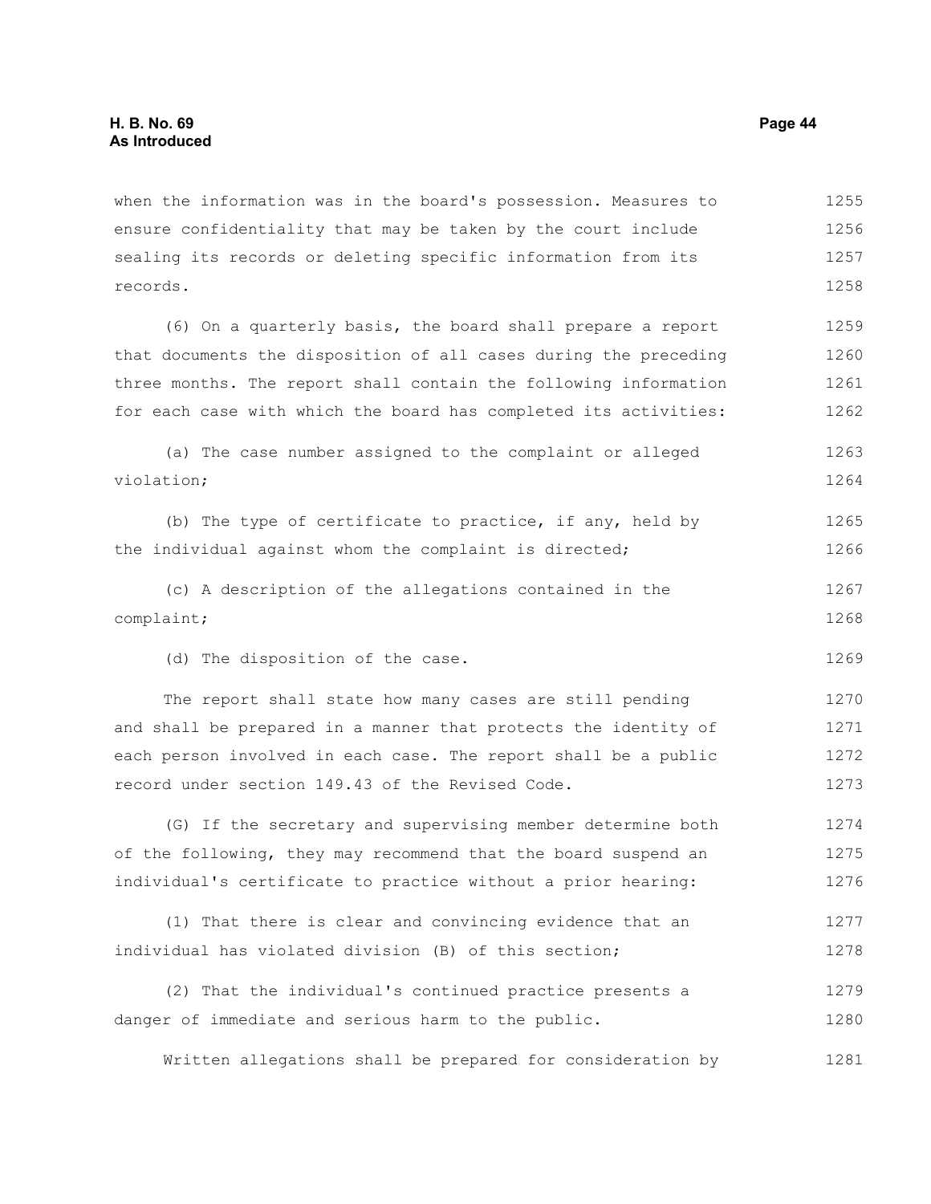when the information was in the board's possession. Measures to ensure confidentiality that may be taken by the court include sealing its records or deleting specific information from its records.

(6) On a quarterly basis, the board shall prepare a report that documents the disposition of all cases during the preceding three months. The report shall contain the following information for each case with which the board has completed its activities:

(a) The case number assigned to the complaint or alleged violation;

(b) The type of certificate to practice, if any, held by the individual against whom the complaint is directed;

(c) A description of the allegations contained in the complaint;

(d) The disposition of the case.

The report shall state how many cases are still pending and shall be prepared in a manner that protects the identity of each person involved in each case. The report shall be a public record under section 149.43 of the Revised Code.

(G) If the secretary and supervising member determine both of the following, they may recommend that the board suspend an individual's certificate to practice without a prior hearing:

(1) That there is clear and convincing evidence that an individual has violated division (B) of this section;

(2) That the individual's continued practice presents a danger of immediate and serious harm to the public.

Written allegations shall be prepared for consideration by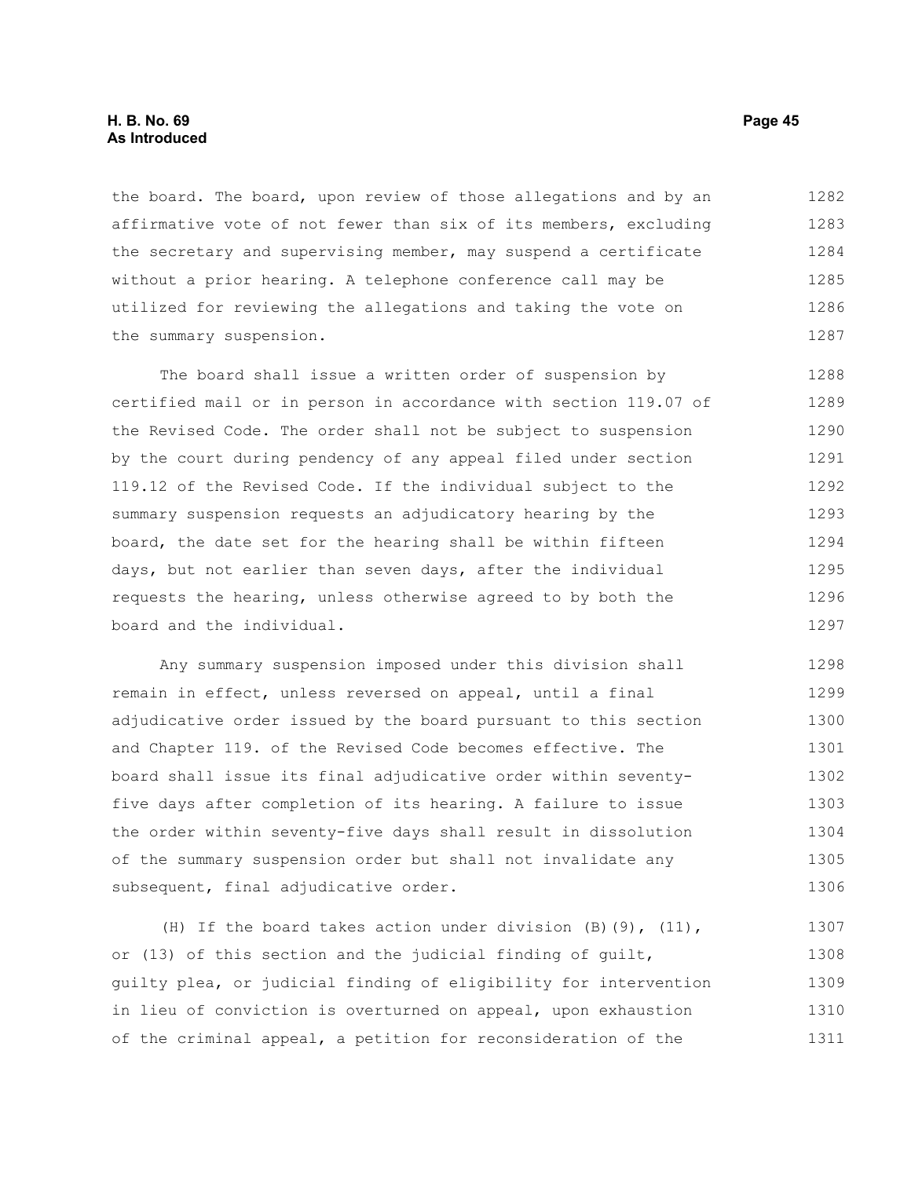the board. The board, upon review of those allegations and by an affirmative vote of not fewer than six of its members, excluding the secretary and supervising member, may suspend a certificate without a prior hearing. A telephone conference call may be utilized for reviewing the allegations and taking the vote on the summary suspension.

The board shall issue a written order of suspension by certified mail or in person in accordance with section 119.07 of the Revised Code. The order shall not be subject to suspension by the court during pendency of any appeal filed under section 119.12 of the Revised Code. If the individual subject to the summary suspension requests an adjudicatory hearing by the board, the date set for the hearing shall be within fifteen days, but not earlier than seven days, after the individual requests the hearing, unless otherwise agreed to by both the board and the individual.

Any summary suspension imposed under this division shall remain in effect, unless reversed on appeal, until a final adjudicative order issued by the board pursuant to this section and Chapter 119. of the Revised Code becomes effective. The board shall issue its final adjudicative order within seventy-five days after completion of its hearing. A failure to issue the order within seventy-five days shall result in dissolution of the summary suspension order but shall not invalidate any subsequent, final adjudicative order.

(H) If the board takes action under division (B)(9), (11), or (13) of this section and the judicial finding of guilt, guilty plea, or judicial finding of eligibility for intervention in lieu of conviction is overturned on appeal, upon exhaustion of the criminal appeal, a petition for reconsideration of the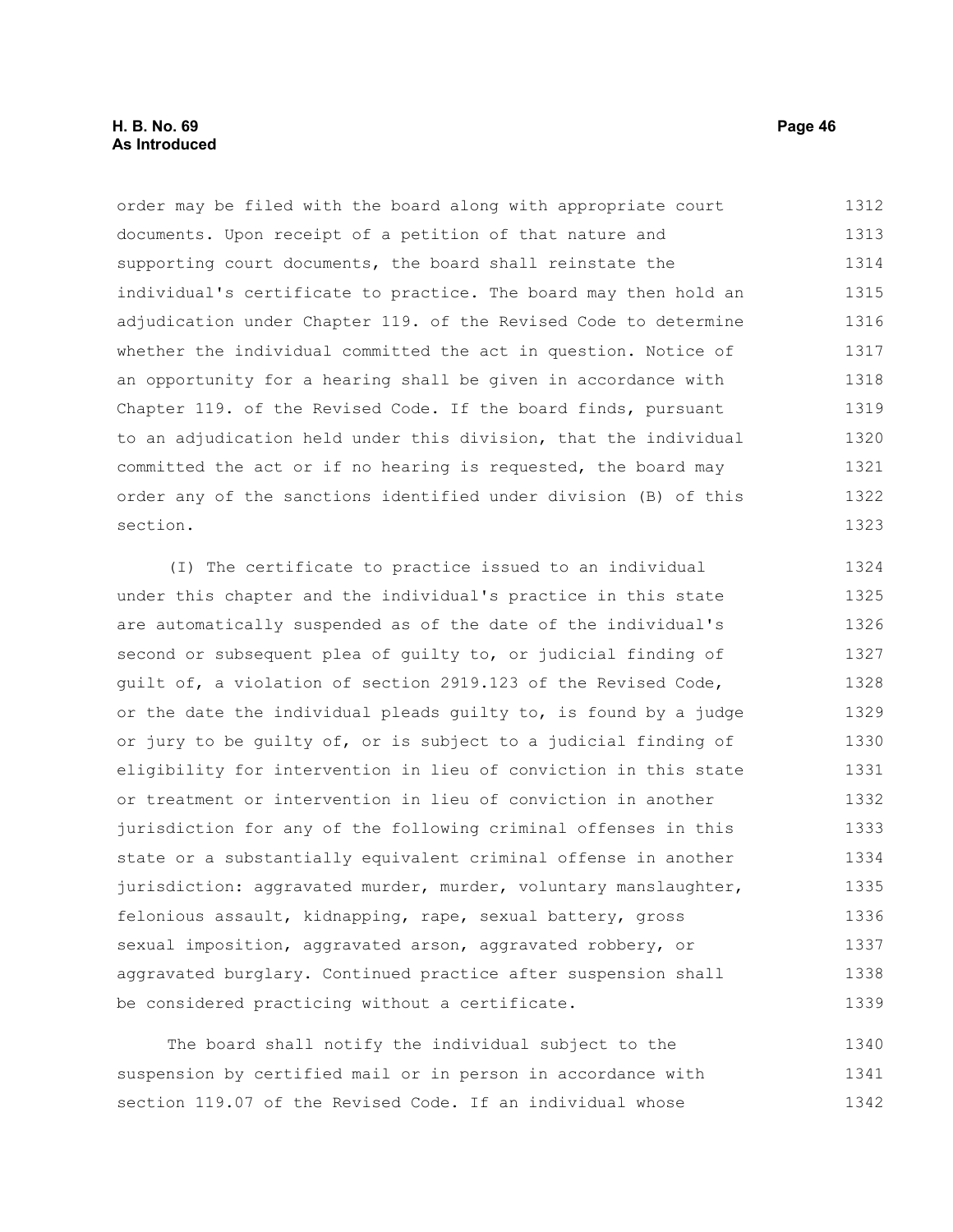order may be filed with the board along with appropriate court documents. Upon receipt of a petition of that nature and supporting court documents, the board shall reinstate the individual's certificate to practice. The board may then hold an adjudication under Chapter 119. of the Revised Code to determine whether the individual committed the act in question. Notice of an opportunity for a hearing shall be given in accordance with Chapter 119. of the Revised Code. If the board finds, pursuant to an adjudication held under this division, that the individual committed the act or if no hearing is requested, the board may order any of the sanctions identified under division (B) of this section.

(I) The certificate to practice issued to an individual under this chapter and the individual's practice in this state are automatically suspended as of the date of the individual's second or subsequent plea of guilty to, or judicial finding of guilt of, a violation of section 2919.123 of the Revised Code, or the date the individual pleads guilty to, is found by a judge or jury to be guilty of, or is subject to a judicial finding of eligibility for intervention in lieu of conviction in this state or treatment or intervention in lieu of conviction in another jurisdiction for any of the following criminal offenses in this state or a substantially equivalent criminal offense in another jurisdiction: aggravated murder, murder, voluntary manslaughter, felonious assault, kidnapping, rape, sexual battery, gross sexual imposition, aggravated arson, aggravated robbery, or aggravated burglary. Continued practice after suspension shall be considered practicing without a certificate.

The board shall notify the individual subject to the suspension by certified mail or in person in accordance with section 119.07 of the Revised Code. If an individual whose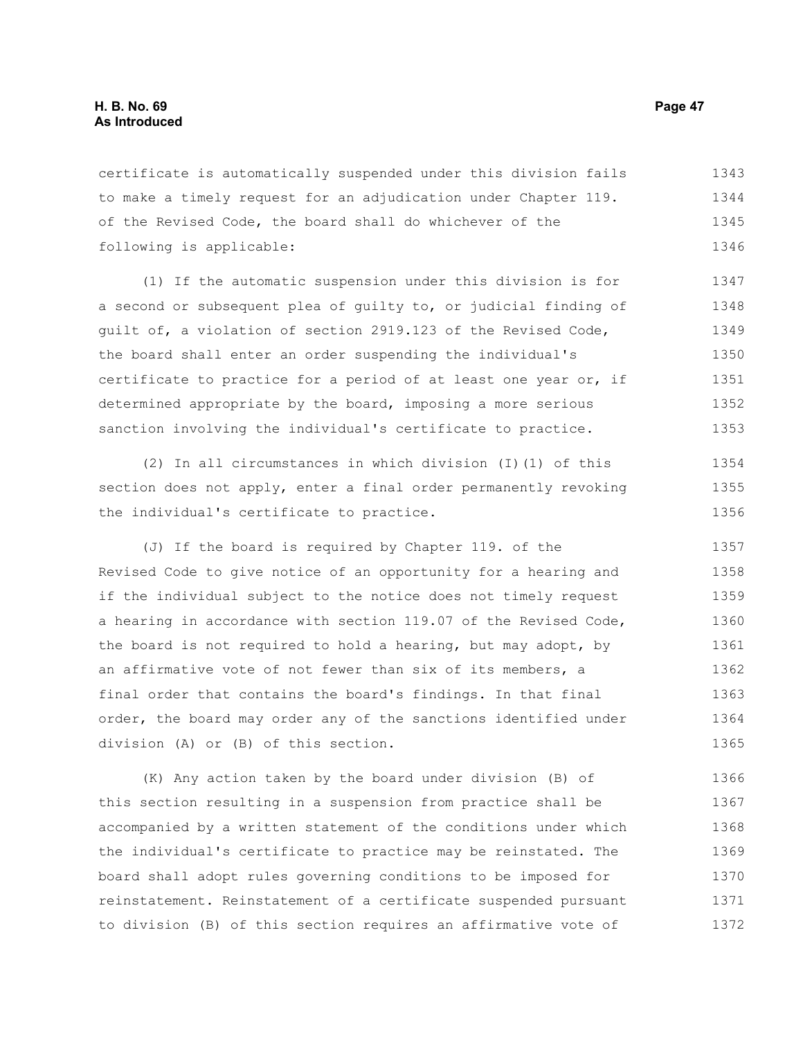certificate is automatically suspended under this division fails to make a timely request for an adjudication under Chapter 119. of the Revised Code, the board shall do whichever of the following is applicable:

(1) If the automatic suspension under this division is for a second or subsequent plea of guilty to, or judicial finding of guilt of, a violation of section 2919.123 of the Revised Code, the board shall enter an order suspending the individual's certificate to practice for a period of at least one year or, if determined appropriate by the board, imposing a more serious sanction involving the individual's certificate to practice.

(2) In all circumstances in which division (I)(1) of this section does not apply, enter a final order permanently revoking the individual's certificate to practice.

(J) If the board is required by Chapter 119. of the Revised Code to give notice of an opportunity for a hearing and if the individual subject to the notice does not timely request a hearing in accordance with section 119.07 of the Revised Code, the board is not required to hold a hearing, but may adopt, by an affirmative vote of not fewer than six of its members, a final order that contains the board's findings. In that final order, the board may order any of the sanctions identified under division (A) or (B) of this section.

(K) Any action taken by the board under division (B) of this section resulting in a suspension from practice shall be accompanied by a written statement of the conditions under which the individual's certificate to practice may be reinstated. The board shall adopt rules governing conditions to be imposed for reinstatement. Reinstatement of a certificate suspended pursuant to division (B) of this section requires an affirmative vote of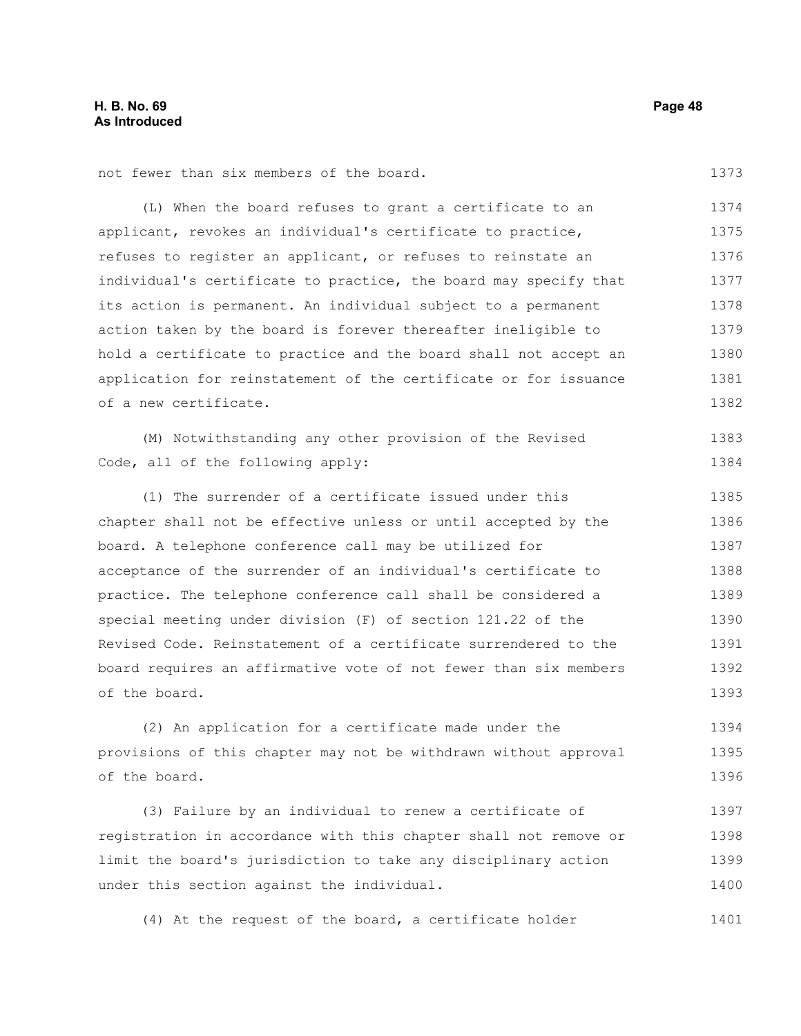not fewer than six members of the board.

(L) When the board refuses to grant a certificate to an applicant, revokes an individual's certificate to practice, refuses to register an applicant, or refuses to reinstate an individual's certificate to practice, the board may specify that its action is permanent. An individual subject to a permanent action taken by the board is forever thereafter ineligible to hold a certificate to practice and the board shall not accept an application for reinstatement of the certificate or for issuance of a new certificate.

(M) Notwithstanding any other provision of the Revised Code, all of the following apply:

(1) The surrender of a certificate issued under this chapter shall not be effective unless or until accepted by the board. A telephone conference call may be utilized for acceptance of the surrender of an individual's certificate to practice. The telephone conference call shall be considered a special meeting under division (F) of section 121.22 of the Revised Code. Reinstatement of a certificate surrendered to the board requires an affirmative vote of not fewer than six members of the board.

(2) An application for a certificate made under the provisions of this chapter may not be withdrawn without approval of the board.

(3) Failure by an individual to renew a certificate of registration in accordance with this chapter shall not remove or limit the board's jurisdiction to take any disciplinary action under this section against the individual.

(4) At the request of the board, a certificate holder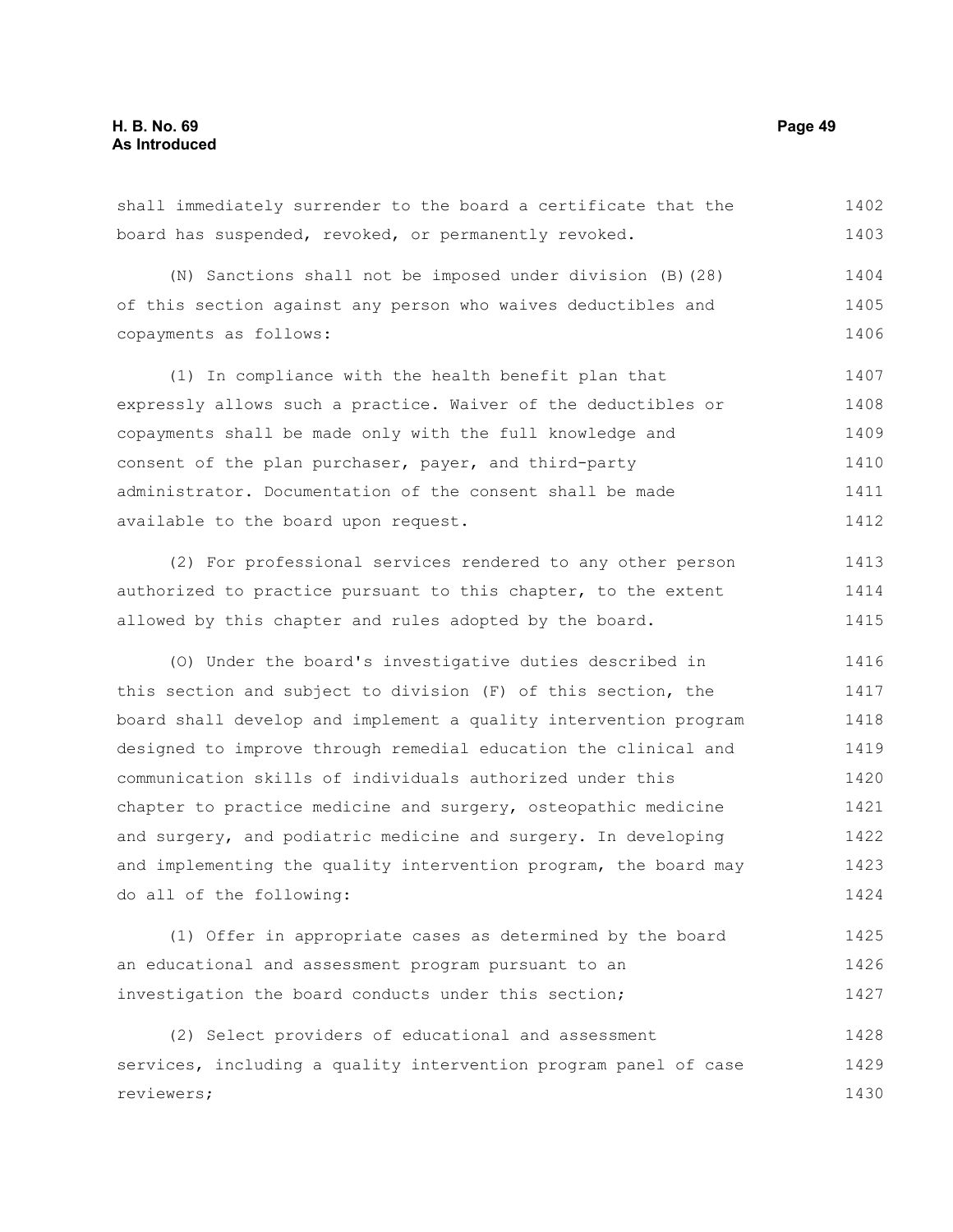shall immediately surrender to the board a certificate that the board has suspended, revoked, or permanently revoked.

(N) Sanctions shall not be imposed under division (B)(28) of this section against any person who waives deductibles and copayments as follows:

(1) In compliance with the health benefit plan that expressly allows such a practice. Waiver of the deductibles or copayments shall be made only with the full knowledge and consent of the plan purchaser, payer, and third-party administrator. Documentation of the consent shall be made available to the board upon request.

(2) For professional services rendered to any other person authorized to practice pursuant to this chapter, to the extent allowed by this chapter and rules adopted by the board.

(O) Under the board's investigative duties described in this section and subject to division (F) of this section, the board shall develop and implement a quality intervention program designed to improve through remedial education the clinical and communication skills of individuals authorized under this chapter to practice medicine and surgery, osteopathic medicine and surgery, and podiatric medicine and surgery. In developing and implementing the quality intervention program, the board may do all of the following:

(1) Offer in appropriate cases as determined by the board an educational and assessment program pursuant to an investigation the board conducts under this section;

(2) Select providers of educational and assessment services, including a quality intervention program panel of case reviewers;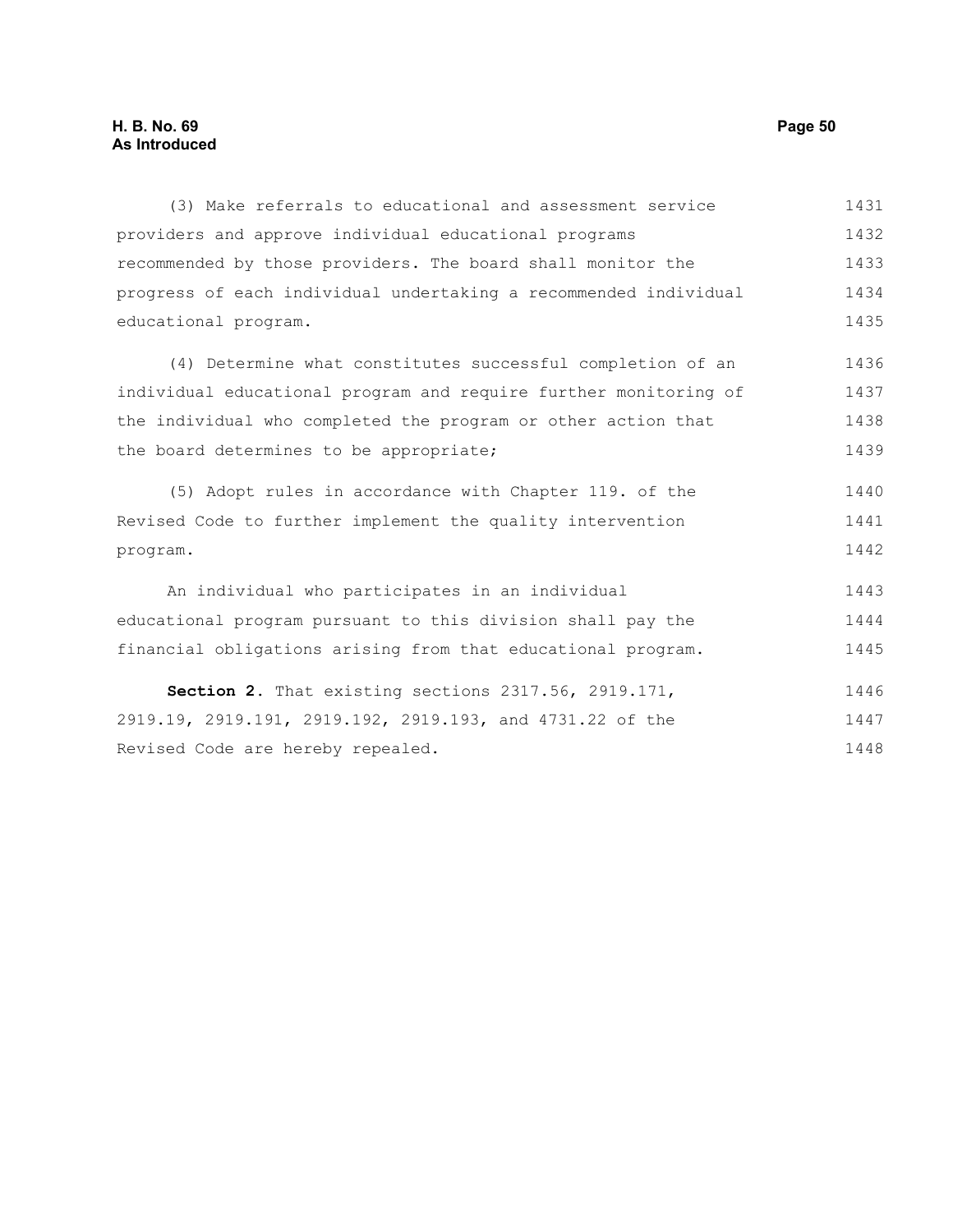(3) Make referrals to educational and assessment service providers and approve individual educational programs recommended by those providers. The board shall monitor the progress of each individual undertaking a recommended individual educational program.

(4) Determine what constitutes successful completion of an individual educational program and require further monitoring of the individual who completed the program or other action that the board determines to be appropriate;

(5) Adopt rules in accordance with Chapter 119. of the Revised Code to further implement the quality intervention program.

An individual who participates in an individual educational program pursuant to this division shall pay the financial obligations arising from that educational program.

**Section 2.** That existing sections 2317.56, 2919.171, 2919.19, 2919.191, 2919.192, 2919.193, and 4731.22 of the Revised Code are hereby repealed.